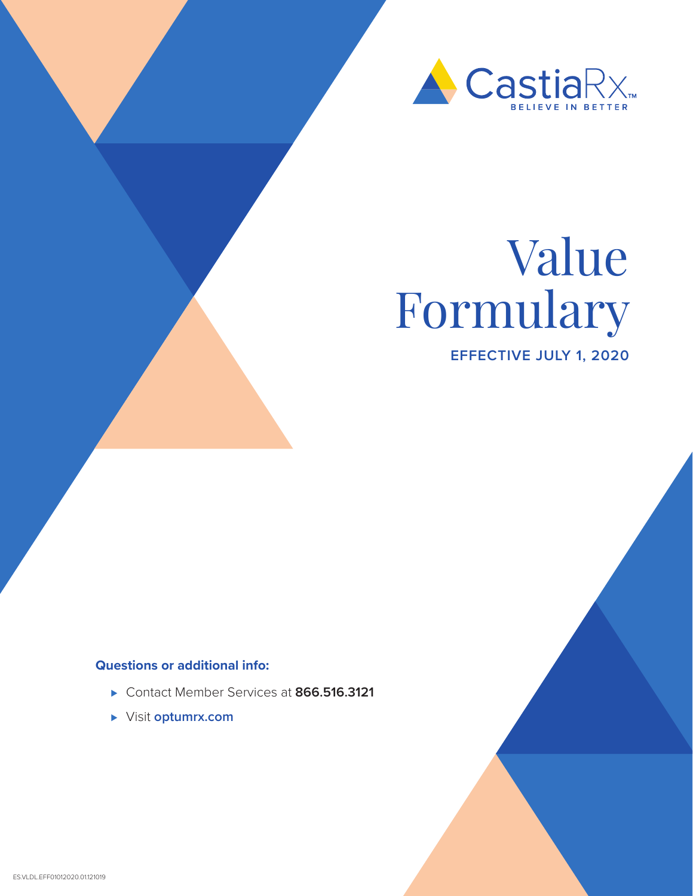CastiaRx™
BELIEVE IN BETTER

# Value Formulary

**EFFECTIVE JULY 1, 2020**

**Questions or additional info:**

- Contact Member Services at **866.516.3121**
- Visit **optumrx.com**

ES.VLDL.EFF01012020.01121019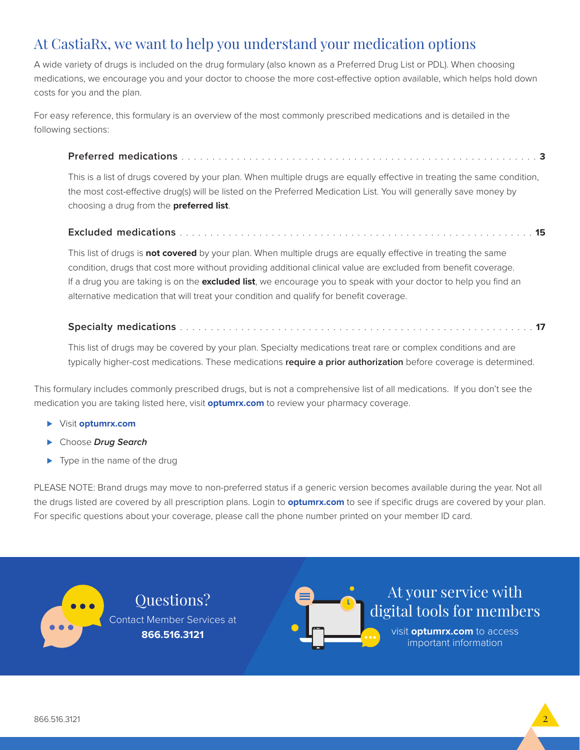# At CastiaRx, we want to help you understand your medication options

A wide variety of drugs is included on the drug formulary (also known as a Preferred Drug List or PDL). When choosing medications, we encourage you and your doctor to choose the more cost-effective option available, which helps hold down costs for you and the plan.

For easy reference, this formulary is an overview of the most commonly prescribed medications and is detailed in the following sections:

**Preferred medications** . . . . . . . . . . . . . . . . . . . . . . . . . . . . . . . . . . . . . . . . . . . . . . . . . . . . . . . . . . . . . **3**

This is a list of drugs covered by your plan. When multiple drugs are equally effective in treating the same condition, the most cost-effective drug(s) will be listed on the Preferred Medication List. You will generally save money by choosing a drug from the **preferred list**.

**Excluded medications** . . . . . . . . . . . . . . . . . . . . . . . . . . . . . . . . . . . . . . . . . . . . . . . . . . . . . . . . . . . . . **15**

This list of drugs is **not covered** by your plan. When multiple drugs are equally effective in treating the same condition, drugs that cost more without providing additional clinical value are excluded from benefit coverage. If a drug you are taking is on the **excluded list**, we encourage you to speak with your doctor to help you find an alternative medication that will treat your condition and qualify for benefit coverage.

**Specialty medications** . . . . . . . . . . . . . . . . . . . . . . . . . . . . . . . . . . . . . . . . . . . . . . . . . . . . . . . . . . . . . **17**

This list of drugs may be covered by your plan. Specialty medications treat rare or complex conditions and are typically higher-cost medications. These medications **require a prior authorization** before coverage is determined.

This formulary includes commonly prescribed drugs, but is not a comprehensive list of all medications. If you don't see the medication you are taking listed here, visit **optumrx.com** to review your pharmacy coverage.

- Visit **optumrx.com**
- Choose ***Drug Search***
- Type in the name of the drug

PLEASE NOTE: Brand drugs may move to non-preferred status if a generic version becomes available during the year. Not all the drugs listed are covered by all prescription plans. Login to **optumrx.com** to see if specific drugs are covered by your plan. For specific questions about your coverage, please call the phone number printed on your member ID card.

## Questions?

Contact Member Services at **866.516.3121**

## At your service with digital tools for members

visit **optumrx.com** to access important information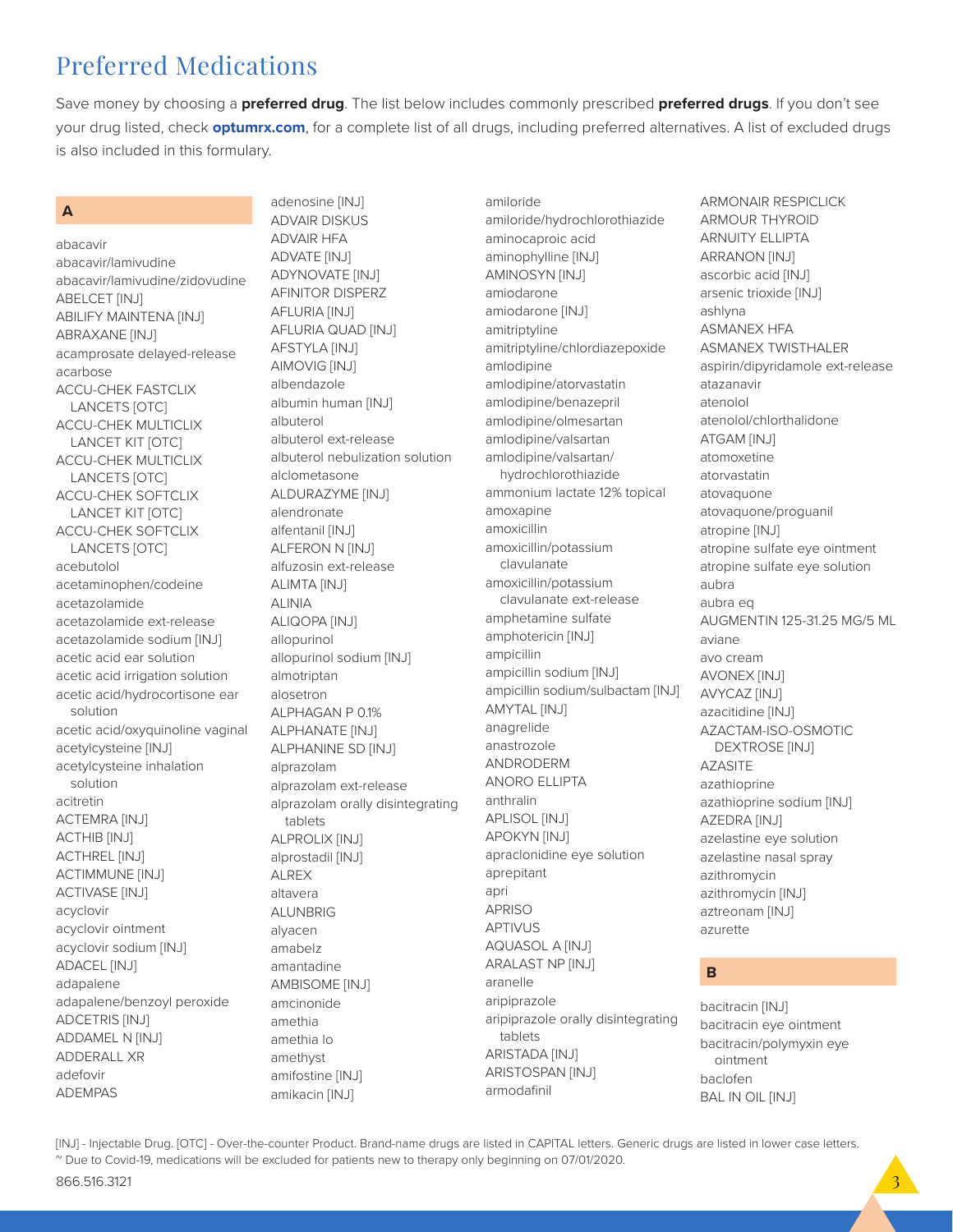# Preferred Medications

Save money by choosing a **preferred drug**. The list below includes commonly prescribed **preferred drugs**. If you don't see your drug listed, check **optumrx.com**, for a complete list of all drugs, including preferred alternatives. A list of excluded drugs is also included in this formulary.

### A

abacavir
abacavir/lamivudine
abacavir/lamivudine/zidovudine
ABELCET [INJ]
ABILIFY MAINTENA [INJ]
ABRAXANE [INJ]
acamprosate delayed-release
acarbose
ACCU-CHEK FASTCLIX LANCETS [OTC]
ACCU-CHEK MULTICLIX LANCET KIT [OTC]
ACCU-CHEK MULTICLIX LANCETS [OTC]
ACCU-CHEK SOFTCLIX LANCET KIT [OTC]
ACCU-CHEK SOFTCLIX LANCETS [OTC]
acebutolol
acetaminophen/codeine
acetazolamide
acetazolamide ext-release
acetazolamide sodium [INJ]
acetic acid ear solution
acetic acid irrigation solution
acetic acid/hydrocortisone ear solution
acetic acid/oxyquinoline vaginal
acetylcysteine [INJ]
acetylcysteine inhalation solution
acitretin
ACTEMRA [INJ]
ACTHIB [INJ]
ACTHREL [INJ]
ACTIMMUNE [INJ]
ACTIVASE [INJ]
acyclovir
acyclovir ointment
acyclovir sodium [INJ]
ADACEL [INJ]
adapalene
adapalene/benzoyl peroxide
ADCETRIS [INJ]
ADDAMEL N [INJ]
ADDERALL XR
adefovir
ADEMPAS
adenosine [INJ]
ADVAIR DISKUS
ADVAIR HFA
ADVATE [INJ]
ADYNOVATE [INJ]
AFINITOR DISPERZ
AFLURIA [INJ]
AFLURIA QUAD [INJ]
AFSTYLA [INJ]
AIMOVIG [INJ]
albendazole
albumin human [INJ]
albuterol
albuterol ext-release
albuterol nebulization solution
alclometasone
ALDURAZYME [INJ]
alendronate
alfentanil [INJ]
ALFERON N [INJ]
alfuzosin ext-release
ALIMTA [INJ]
ALINIA
ALIQOPA [INJ]
allopurinol
allopurinol sodium [INJ]
almotriptan
alosetron
ALPHAGAN P 0.1%
ALPHANATE [INJ]
ALPHANINE SD [INJ]
alprazolam
alprazolam ext-release
alprazolam orally disintegrating tablets
ALPROLIX [INJ]
alprostadil [INJ]
ALREX
altavera
ALUNBRIG
alyacen
amabelz
amantadine
AMBISOME [INJ]
amcinonide
amethia
amethia lo
amethyst
amifostine [INJ]
amikacin [INJ]
amiloride
amiloride/hydrochlorothiazide
aminocaproic acid
aminophylline [INJ]
AMINOSYN [INJ]
amiodarone
amiodarone [INJ]
amitriptyline
amitriptyline/chlordiazepoxide
amlodipine
amlodipine/atorvastatin
amlodipine/benazepril
amlodipine/olmesartan
amlodipine/valsartan
amlodipine/valsartan/hydrochlorothiazide
ammonium lactate 12% topical
amoxapine
amoxicillin
amoxicillin/potassium clavulanate
amoxicillin/potassium clavulanate ext-release
amphetamine sulfate
amphotericin [INJ]
ampicillin
ampicillin sodium [INJ]
ampicillin sodium/sulbactam [INJ]
AMYTAL [INJ]
anagrelide
anastrozole
ANDRODERM
ANORO ELLIPTA
anthralin
APLISOL [INJ]
APOKYN [INJ]
apraclonidine eye solution
aprepitant
apri
APRISO
APTIVUS
AQUASOL A [INJ]
ARALAST NP [INJ]
aranelle
aripiprazole
aripiprazole orally disintegrating tablets
ARISTADA [INJ]
ARISTOSPAN [INJ]
armodafinil
ARMONAIR RESPICLICK
ARMOUR THYROID
ARNUITY ELLIPTA
ARRANON [INJ]
ascorbic acid [INJ]
arsenic trioxide [INJ]
ashlyna
ASMANEX HFA
ASMANEX TWISTHALER
aspirin/dipyridamole ext-release
atazanavir
atenolol
atenolol/chlorthalidone
ATGAM [INJ]
atomoxetine
atorvastatin
atovaquone
atovaquone/proguanil
atropine [INJ]
atropine sulfate eye ointment
atropine sulfate eye solution
aubra
aubra eq
AUGMENTIN 125-31.25 MG/5 ML
aviane
avo cream
AVONEX [INJ]
AVYCAZ [INJ]
azacitidine [INJ]
AZACTAM-ISO-OSMOTIC DEXTROSE [INJ]
AZASITE
azathioprine
azathioprine sodium [INJ]
AZEDRA [INJ]
azelastine eye solution
azelastine nasal spray
azithromycin
azithromycin [INJ]
aztreonam [INJ]
azurette

### B

bacitracin [INJ]
bacitracin eye ointment
bacitracin/polymyxin eye ointment
baclofen
BAL IN OIL [INJ]

[INJ] - Injectable Drug. [OTC] - Over-the-counter Product. Brand-name drugs are listed in CAPITAL letters. Generic drugs are listed in lower case letters.
~ Due to Covid-19, medications will be excluded for patients new to therapy only beginning on 07/01/2020.

866.516.3121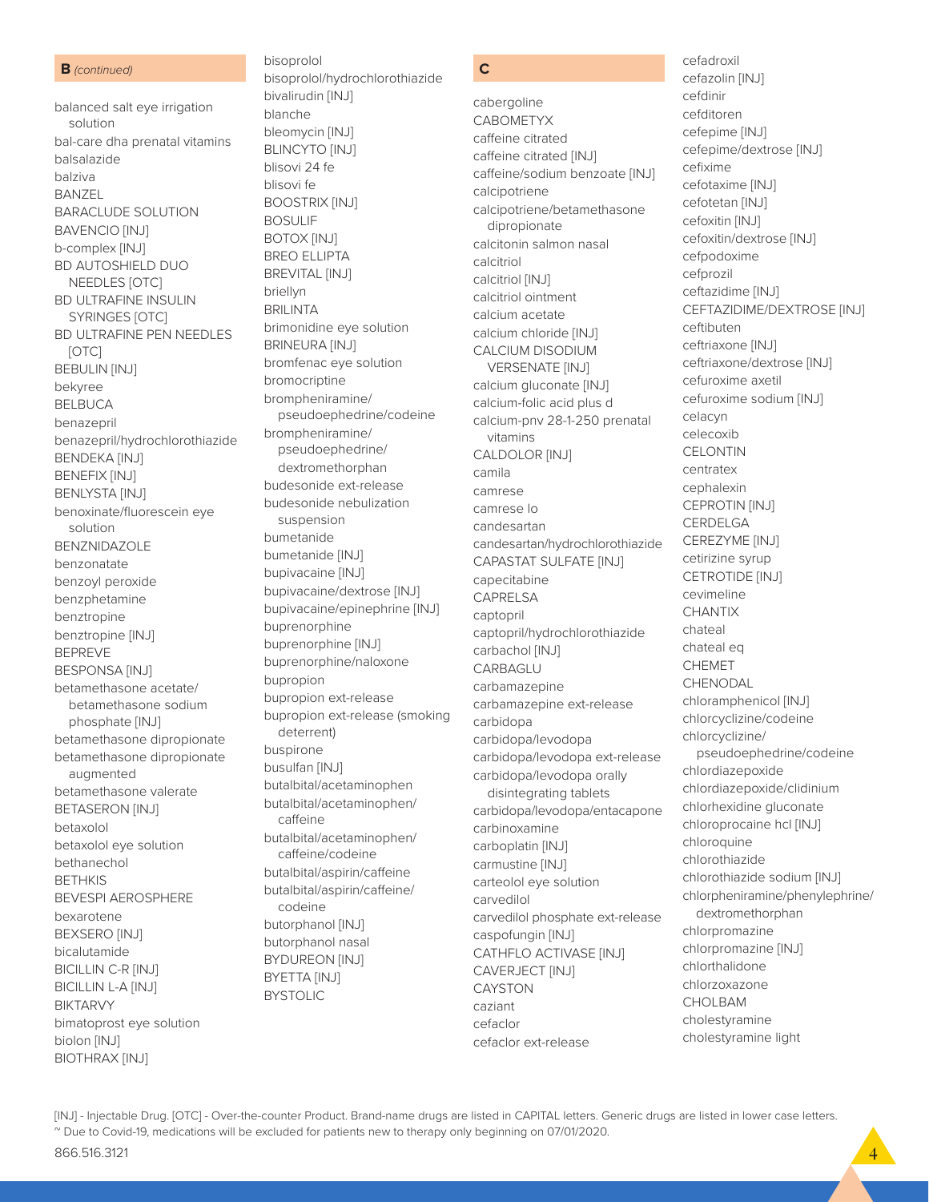## B *(continued)*

balanced salt eye irrigation solution
bal-care dha prenatal vitamins
balsalazide
balziva
BANZEL
BARACLUDE SOLUTION
BAVENCIO [INJ]
b-complex [INJ]
BD AUTOSHIELD DUO NEEDLES [OTC]
BD ULTRAFINE INSULIN SYRINGES [OTC]
BD ULTRAFINE PEN NEEDLES [OTC]
BEBULIN [INJ]
bekyree
BELBUCA
benazepril
benazepril/hydrochlorothiazide
BENDEKA [INJ]
BENEFIX [INJ]
BENLYSTA [INJ]
benoxinate/fluorescein eye solution
BENZNIDAZOLE
benzonatate
benzoyl peroxide
benzphetamine
benztropine
benztropine [INJ]
BEPREVE
BESPONSA [INJ]
betamethasone acetate/betamethasone sodium phosphate [INJ]
betamethasone dipropionate
betamethasone dipropionate augmented
betamethasone valerate
BETASERON [INJ]
betaxolol
betaxolol eye solution
bethanechol
BETHKIS
BEVESPI AEROSPHERE
bexarotene
BEXSERO [INJ]
bicalutamide
BICILLIN C-R [INJ]
BICILLIN L-A [INJ]
BIKTARVY
bimatoprost eye solution
biolon [INJ]
BIOTHRAX [INJ]
bisoprolol
bisoprolol/hydrochlorothiazide
bivalirudin [INJ]
blanche
bleomycin [INJ]
BLINCYTO [INJ]
blisovi 24 fe
blisovi fe
BOOSTRIX [INJ]
BOSULIF
BOTOX [INJ]
BREO ELLIPTA
BREVITAL [INJ]
briellyn
BRILINTA
brimonidine eye solution
BRINEURA [INJ]
bromfenac eye solution
bromocriptine
brompheniramine/pseudoephedrine/codeine
brompheniramine/pseudoephedrine/dextromethorphan
budesonide ext-release
budesonide nebulization suspension
bumetanide
bumetanide [INJ]
bupivacaine [INJ]
bupivacaine/dextrose [INJ]
bupivacaine/epinephrine [INJ]
buprenorphine
buprenorphine [INJ]
buprenorphine/naloxone
bupropion
bupropion ext-release
bupropion ext-release (smoking deterrent)
buspirone
busulfan [INJ]
butalbital/acetaminophen
butalbital/acetaminophen/caffeine
butalbital/acetaminophen/caffeine/codeine
butalbital/aspirin/caffeine
butalbital/aspirin/caffeine/codeine
butorphanol [INJ]
butorphanol nasal
BYDUREON [INJ]
BYETTA [INJ]
BYSTOLIC

## C

cabergoline
CABOMETYX
caffeine citrated
caffeine citrated [INJ]
caffeine/sodium benzoate [INJ]
calcipotriene
calcipotriene/betamethasone dipropionate
calcitonin salmon nasal
calcitriol
calcitriol [INJ]
calcitriol ointment
calcium acetate
calcium chloride [INJ]
CALCIUM DISODIUM VERSENATE [INJ]
calcium gluconate [INJ]
calcium-folic acid plus d
calcium-pnv 28-1-250 prenatal vitamins
CALDOLOR [INJ]
camila
camrese
camrese lo
candesartan
candesartan/hydrochlorothiazide
CAPASTAT SULFATE [INJ]
capecitabine
CAPRELSA
captopril
captopril/hydrochlorothiazide
carbachol [INJ]
CARBAGLU
carbamazepine
carbamazepine ext-release
carbidopa
carbidopa/levodopa
carbidopa/levodopa ext-release
carbidopa/levodopa orally disintegrating tablets
carbidopa/levodopa/entacapone
carbinoxamine
carboplatin [INJ]
carmustine [INJ]
carteolol eye solution
carvedilol
carvedilol phosphate ext-release
caspofungin [INJ]
CATHFLO ACTIVASE [INJ]
CAVERJECT [INJ]
CAYSTON
caziant
cefaclor
cefaclor ext-release
cefadroxil
cefazolin [INJ]
cefdinir
cefditoren
cefepime [INJ]
cefepime/dextrose [INJ]
cefixime
cefotaxime [INJ]
cefotetan [INJ]
cefoxitin [INJ]
cefoxitin/dextrose [INJ]
cefpodoxime
cefprozil
ceftazidime [INJ]
CEFTAZIDIME/DEXTROSE [INJ]
ceftibuten
ceftriaxone [INJ]
ceftriaxone/dextrose [INJ]
cefuroxime axetil
cefuroxime sodium [INJ]
celacyn
celecoxib
CELONTIN
centratex
cephalexin
CEPROTIN [INJ]
CERDELGA
CEREZYME [INJ]
cetirizine syrup
CETROTIDE [INJ]
cevimeline
CHANTIX
chateal
chateal eq
CHEMET
CHENODAL
chloramphenicol [INJ]
chlorcyclizine/codeine
chlorcyclizine/pseudoephedrine/codeine
chlordiazepoxide
chlordiazepoxide/clidinium
chlorhexidine gluconate
chloroprocaine hcl [INJ]
chloroquine
chlorothiazide
chlorothiazide sodium [INJ]
chlorpheniramine/phenylephrine/dextromethorphan
chlorpromazine
chlorpromazine [INJ]
chlorthalidone
chlorzoxazone
CHOLBAM
cholestyramine
cholestyramine light

[INJ] - Injectable Drug. [OTC] - Over-the-counter Product. Brand-name drugs are listed in CAPITAL letters. Generic drugs are listed in lower case letters.
~ Due to Covid-19, medications will be excluded for patients new to therapy only beginning on 07/01/2020.

866.516.3121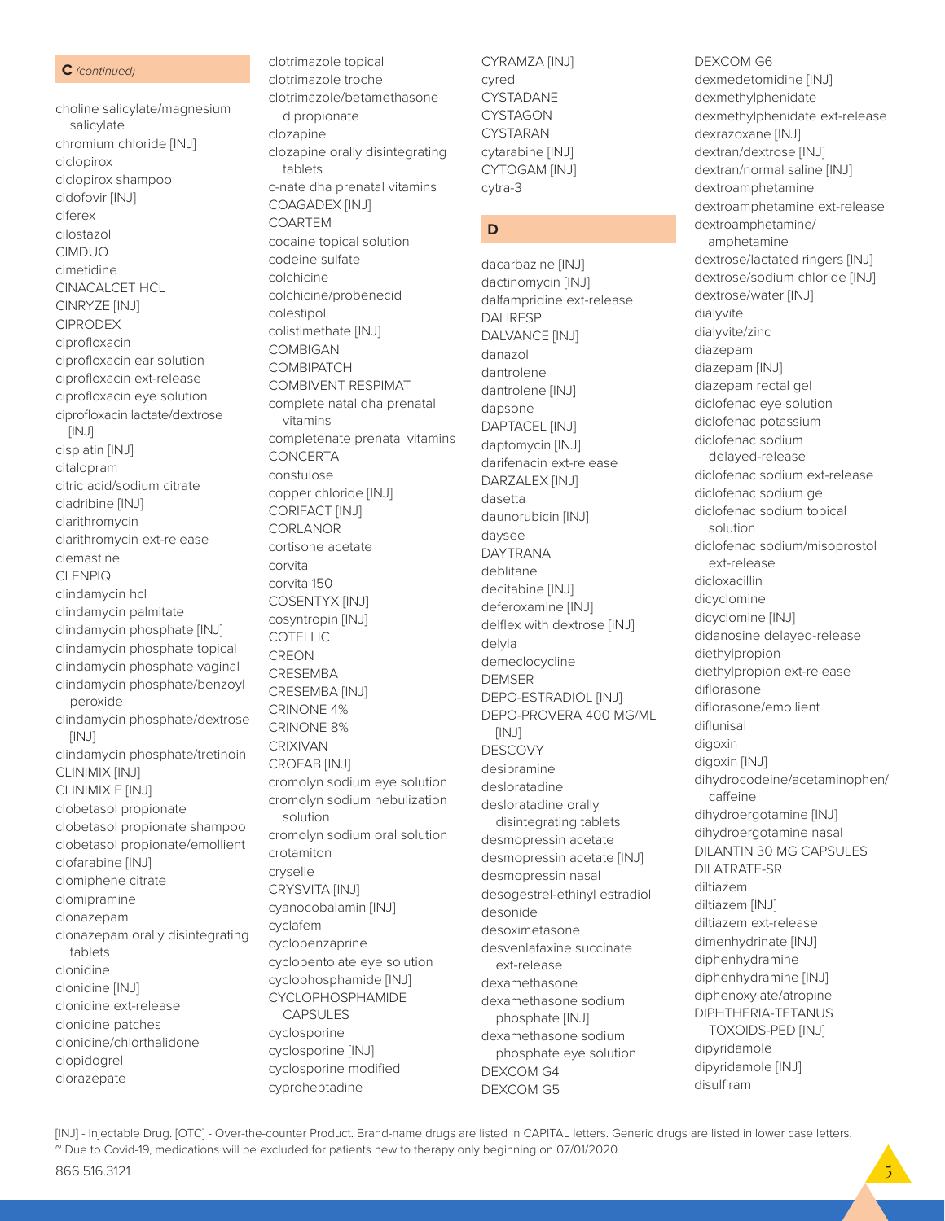## C *(continued)*

choline salicylate/magnesium salicylate
chromium chloride [INJ]
ciclopirox
ciclopirox shampoo
cidofovir [INJ]
ciferex
cilostazol
CIMDUO
cimetidine
CINACALCET HCL
CINRYZE [INJ]
CIPRODEX
ciprofloxacin
ciprofloxacin ear solution
ciprofloxacin ext-release
ciprofloxacin eye solution
ciprofloxacin lactate/dextrose [INJ]
cisplatin [INJ]
citalopram
citric acid/sodium citrate
cladribine [INJ]
clarithromycin
clarithromycin ext-release
clemastine
CLENPIQ
clindamycin hcl
clindamycin palmitate
clindamycin phosphate [INJ]
clindamycin phosphate topical
clindamycin phosphate vaginal
clindamycin phosphate/benzoyl peroxide
clindamycin phosphate/dextrose [INJ]
clindamycin phosphate/tretinoin
CLINIMIX [INJ]
CLINIMIX E [INJ]
clobetasol propionate
clobetasol propionate shampoo
clobetasol propionate/emollient
clofarabine [INJ]
clomiphene citrate
clomipramine
clonazepam
clonazepam orally disintegrating tablets
clonidine
clonidine [INJ]
clonidine ext-release
clonidine patches
clonidine/chlorthalidone
clopidogrel
clorazepate
clotrimazole topical
clotrimazole troche
clotrimazole/betamethasone dipropionate
clozapine
clozapine orally disintegrating tablets
c-nate dha prenatal vitamins
COAGADEX [INJ]
COARTEM
cocaine topical solution
codeine sulfate
colchicine
colchicine/probenecid
colestipol
colistimethate [INJ]
COMBIGAN
COMBIPATCH
COMBIVENT RESPIMAT
complete natal dha prenatal vitamins
completenate prenatal vitamins
CONCERTA
constulose
copper chloride [INJ]
CORIFACT [INJ]
CORLANOR
cortisone acetate
corvita
corvita 150
COSENTYX [INJ]
cosyntropin [INJ]
COTELLIC
CREON
CRESEMBA
CRESEMBA [INJ]
CRINONE 4%
CRINONE 8%
CRIXIVAN
CROFAB [INJ]
cromolyn sodium eye solution
cromolyn sodium nebulization solution
cromolyn sodium oral solution
crotamiton
cryselle
CRYSVITA [INJ]
cyanocobalamin [INJ]
cyclafem
cyclobenzaprine
cyclopentolate eye solution
cyclophosphamide [INJ]
CYCLOPHOSPHAMIDE CAPSULES
cyclosporine
cyclosporine [INJ]
cyclosporine modified
cyproheptadine
CYRAMZA [INJ]
cyred
CYSTADANE
CYSTAGON
CYSTARAN
cytarabine [INJ]
CYTOGAM [INJ]
cytra-3

## D

dacarbazine [INJ]
dactinomycin [INJ]
dalfampridine ext-release
DALIRESP
DALVANCE [INJ]
danazol
dantrolene
dantrolene [INJ]
dapsone
DAPTACEL [INJ]
daptomycin [INJ]
darifenacin ext-release
DARZALEX [INJ]
dasetta
daunorubicin [INJ]
daysee
DAYTRANA
deblitane
decitabine [INJ]
deferoxamine [INJ]
delflex with dextrose [INJ]
delyla
demeclocycline
DEMSER
DEPO-ESTRADIOL [INJ]
DEPO-PROVERA 400 MG/ML [INJ]
DESCOVY
desipramine
desloratadine
desloratadine orally disintegrating tablets
desmopressin acetate
desmopressin acetate [INJ]
desmopressin nasal
desogestrel-ethinyl estradiol
desonide
desoximetasone
desvenlafaxine succinate ext-release
dexamethasone
dexamethasone sodium phosphate [INJ]
dexamethasone sodium phosphate eye solution
DEXCOM G4
DEXCOM G5
DEXCOM G6
dexmedetomidine [INJ]
dexmethylphenidate
dexmethylphenidate ext-release
dexrazoxane [INJ]
dextran/dextrose [INJ]
dextran/normal saline [INJ]
dextroamphetamine
dextroamphetamine ext-release
dextroamphetamine/amphetamine
dextrose/lactated ringers [INJ]
dextrose/sodium chloride [INJ]
dextrose/water [INJ]
dialyvite
dialyvite/zinc
diazepam
diazepam [INJ]
diazepam rectal gel
diclofenac eye solution
diclofenac potassium
diclofenac sodium delayed-release
diclofenac sodium ext-release
diclofenac sodium gel
diclofenac sodium topical solution
diclofenac sodium/misoprostol ext-release
dicloxacillin
dicyclomine
dicyclomine [INJ]
didanosine delayed-release
diethylpropion
diethylpropion ext-release
diflorasone
diflorasone/emollient
diflunisal
digoxin
digoxin [INJ]
dihydrocodeine/acetaminophen/caffeine
dihydroergotamine [INJ]
dihydroergotamine nasal
DILANTIN 30 MG CAPSULES
DILATRATE-SR
diltiazem
diltiazem [INJ]
diltiazem ext-release
dimenhydrinate [INJ]
diphenhydramine
diphenhydramine [INJ]
diphenoxylate/atropine
DIPHTHERIA-TETANUS TOXOIDS-PED [INJ]
dipyridamole
dipyridamole [INJ]
disulfiram

[INJ] - Injectable Drug. [OTC] - Over-the-counter Product. Brand-name drugs are listed in CAPITAL letters. Generic drugs are listed in lower case letters.
~ Due to Covid-19, medications will be excluded for patients new to therapy only beginning on 07/01/2020.

866.516.3121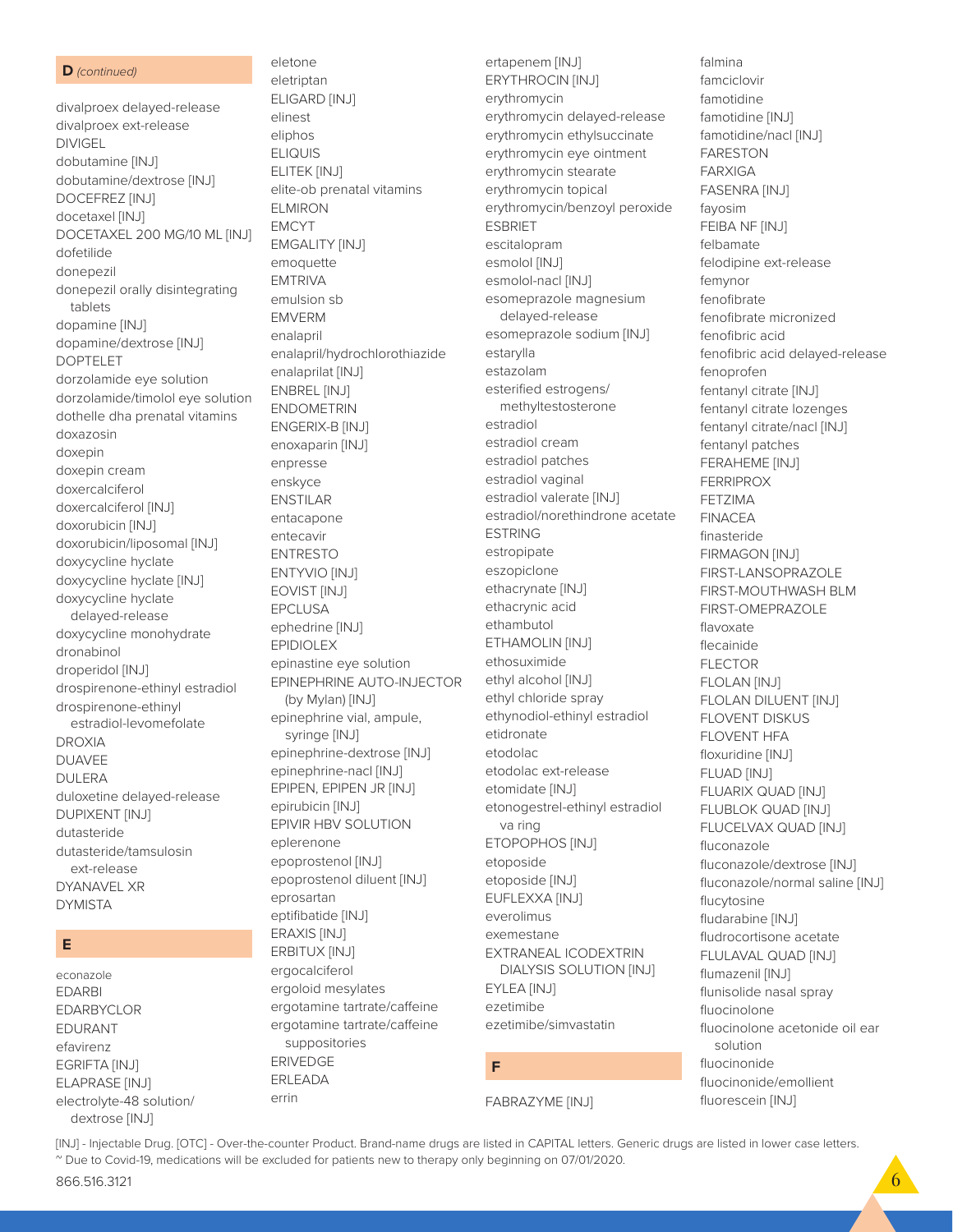## D *(continued)*

divalproex delayed-release
divalproex ext-release
DIVIGEL
dobutamine [INJ]
dobutamine/dextrose [INJ]
DOCEFREZ [INJ]
docetaxel [INJ]
DOCETAXEL 200 MG/10 ML [INJ]
dofetilide
donepezil
donepezil orally disintegrating tablets
dopamine [INJ]
dopamine/dextrose [INJ]
DOPTELET
dorzolamide eye solution
dorzolamide/timolol eye solution
dothelle dha prenatal vitamins
doxazosin
doxepin
doxepin cream
doxercalciferol
doxercalciferol [INJ]
doxorubicin [INJ]
doxorubicin/liposomal [INJ]
doxycycline hyclate
doxycycline hyclate [INJ]
doxycycline hyclate delayed-release
doxycycline monohydrate
dronabinol
droperidol [INJ]
drospirenone-ethinyl estradiol
drospirenone-ethinyl estradiol-levomefolate
DROXIA
DUAVEE
DULERA
duloxetine delayed-release
DUPIXENT [INJ]
dutasteride
dutasteride/tamsulosin ext-release
DYANAVEL XR
DYMISTA

## E

econazole
EDARBI
EDARBYCLOR
EDURANT
efavirenz
EGRIFTA [INJ]
ELAPRASE [INJ]
electrolyte-48 solution/dextrose [INJ]
eletone
eletriptan
ELIGARD [INJ]
elinest
eliphos
ELIQUIS
ELITEK [INJ]
elite-ob prenatal vitamins
ELMIRON
EMCYT
EMGALITY [INJ]
emoquette
EMTRIVA
emulsion sb
EMVERM
enalapril
enalapril/hydrochlorothiazide
enalaprilat [INJ]
ENBREL [INJ]
ENDOMETRIN
ENGERIX-B [INJ]
enoxaparin [INJ]
enpresse
enskyce
ENSTILAR
entacapone
entecavir
ENTRESTO
ENTYVIO [INJ]
EOVIST [INJ]
EPCLUSA
ephedrine [INJ]
EPIDIOLEX
epinastine eye solution
EPINEPHRINE AUTO-INJECTOR (by Mylan) [INJ]
epinephrine vial, ampule, syringe [INJ]
epinephrine-dextrose [INJ]
epinephrine-nacl [INJ]
EPIPEN, EPIPEN JR [INJ]
epirubicin [INJ]
EPIVIR HBV SOLUTION
eplerenone
epoprostenol [INJ]
epoprostenol diluent [INJ]
eprosartan
eptifibatide [INJ]
ERAXIS [INJ]
ERBITUX [INJ]
ergocalciferol
ergoloid mesylates
ergotamine tartrate/caffeine
ergotamine tartrate/caffeine suppositories
ERIVEDGE
ERLEADA
errin
ertapenem [INJ]
ERYTHROCIN [INJ]
erythromycin
erythromycin delayed-release
erythromycin ethylsuccinate
erythromycin eye ointment
erythromycin stearate
erythromycin topical
erythromycin/benzoyl peroxide
ESBRIET
escitalopram
esmolol [INJ]
esmolol-nacl [INJ]
esomeprazole magnesium delayed-release
esomeprazole sodium [INJ]
estarylla
estazolam
esterified estrogens/methyltestosterone
estradiol
estradiol cream
estradiol patches
estradiol vaginal
estradiol valerate [INJ]
estradiol/norethindrone acetate
ESTRING
estropipate
eszopiclone
ethacrynate [INJ]
ethacrynic acid
ethambutol
ETHAMOLIN [INJ]
ethosuximide
ethyl alcohol [INJ]
ethyl chloride spray
ethynodiol-ethinyl estradiol
etidronate
etodolac
etodolac ext-release
etomidate [INJ]
etonogestrel-ethinyl estradiol va ring
ETOPOPHOS [INJ]
etoposide
etoposide [INJ]
EUFLEXXA [INJ]
everolimus
exemestane
EXTRANEAL ICODEXTRIN DIALYSIS SOLUTION [INJ]
EYLEA [INJ]
ezetimibe
ezetimibe/simvastatin

## F

FABRAZYME [INJ]
falmina
famciclovir
famotidine
famotidine [INJ]
famotidine/nacl [INJ]
FARESTON
FARXIGA
FASENRA [INJ]
fayosim
FEIBA NF [INJ]
felbamate
felodipine ext-release
femynor
fenofibrate
fenofibrate micronized
fenofibric acid
fenofibric acid delayed-release
fenoprofen
fentanyl citrate [INJ]
fentanyl citrate lozenges
fentanyl citrate/nacl [INJ]
fentanyl patches
FERAHEME [INJ]
FERRIPROX
FETZIMA
FINACEA
finasteride
FIRMAGON [INJ]
FIRST-LANSOPRAZOLE
FIRST-MOUTHWASH BLM
FIRST-OMEPRAZOLE
flavoxate
flecainide
FLECTOR
FLOLAN [INJ]
FLOLAN DILUENT [INJ]
FLOVENT DISKUS
FLOVENT HFA
floxuridine [INJ]
FLUAD [INJ]
FLUARIX QUAD [INJ]
FLUBLOK QUAD [INJ]
FLUCELVAX QUAD [INJ]
fluconazole
fluconazole/dextrose [INJ]
fluconazole/normal saline [INJ]
flucytosine
fludarabine [INJ]
fludrocortisone acetate
FLULAVAL QUAD [INJ]
flumazenil [INJ]
flunisolide nasal spray
fluocinolone
fluocinolone acetonide oil ear solution
fluocinonide
fluocinonide/emollient
fluorescein [INJ]

[INJ] - Injectable Drug. [OTC] - Over-the-counter Product. Brand-name drugs are listed in CAPITAL letters. Generic drugs are listed in lower case letters.
~ Due to Covid-19, medications will be excluded for patients new to therapy only beginning on 07/01/2020.

866.516.3121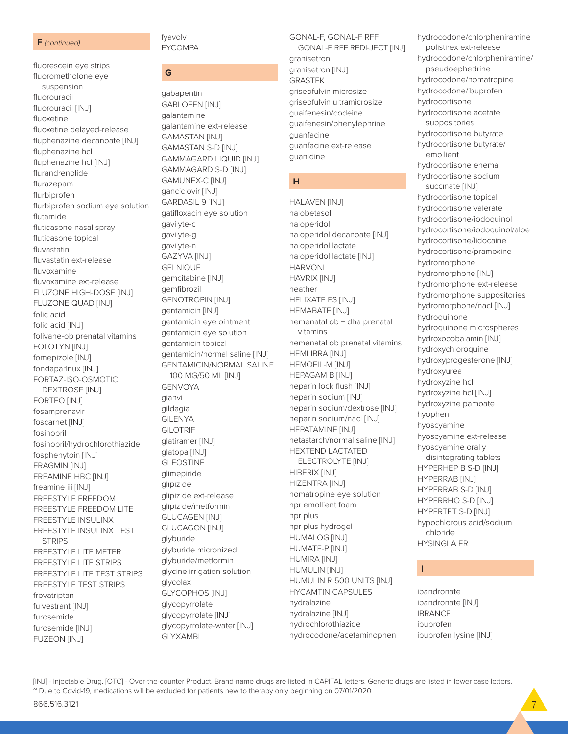## F *(continued)*

fluorescein eye strips
fluorometholone eye suspension
fluorouracil
fluorouracil [INJ]
fluoxetine
fluoxetine delayed-release
fluphenazine decanoate [INJ]
fluphenazine hcl
fluphenazine hcl [INJ]
flurandrenolide
flurazepam
flurbiprofen
flurbiprofen sodium eye solution
flutamide
fluticasone nasal spray
fluticasone topical
fluvastatin
fluvastatin ext-release
fluvoxamine
fluvoxamine ext-release
FLUZONE HIGH-DOSE [INJ]
FLUZONE QUAD [INJ]
folic acid
folic acid [INJ]
folivane-ob prenatal vitamins
FOLOTYN [INJ]
fomepizole [INJ]
fondaparinux [INJ]
FORTAZ-ISO-OSMOTIC DEXTROSE [INJ]
FORTEO [INJ]
fosamprenavir
foscarnet [INJ]
fosinopril
fosinopril/hydrochlorothiazide
fosphenytoin [INJ]
FRAGMIN [INJ]
FREAMINE HBC [INJ]
freamine iii [INJ]
FREESTYLE FREEDOM
FREESTYLE FREEDOM LITE
FREESTYLE INSULINX
FREESTYLE INSULINX TEST STRIPS
FREESTYLE LITE METER
FREESTYLE LITE STRIPS
FREESTYLE LITE TEST STRIPS
FREESTYLE TEST STRIPS
frovatriptan
fulvestrant [INJ]
furosemide
furosemide [INJ]
FUZEON [INJ]
fyavolv
FYCOMPA

## G

gabapentin
GABLOFEN [INJ]
galantamine
galantamine ext-release
GAMASTAN [INJ]
GAMASTAN S-D [INJ]
GAMMAGARD LIQUID [INJ]
GAMMAGARD S-D [INJ]
GAMUNEX-C [INJ]
ganciclovir [INJ]
GARDASIL 9 [INJ]
gatifloxacin eye solution
gavilyte-c
gavilyte-g
gavilyte-n
GAZYVA [INJ]
GELNIQUE
gemcitabine [INJ]
gemfibrozil
GENOTROPIN [INJ]
gentamicin [INJ]
gentamicin eye ointment
gentamicin eye solution
gentamicin topical
gentamicin/normal saline [INJ]
GENTAMICIN/NORMAL SALINE 100 MG/50 ML [INJ]
GENVOYA
gianvi
gildagia
GILENYA
GILOTRIF
glatiramer [INJ]
glatopa [INJ]
GLEOSTINE
glimepiride
glipizide
glipizide ext-release
glipizide/metformin
GLUCAGEN [INJ]
GLUCAGON [INJ]
glyburide
glyburide micronized
glyburide/metformin
glycine irrigation solution
glycolax
GLYCOPHOS [INJ]
glycopyrrolate
glycopyrrolate [INJ]
glycopyrrolate-water [INJ]
GLYXAMBI
GONAL-F, GONAL-F RFF, GONAL-F RFF REDI-JECT [INJ]
granisetron
granisetron [INJ]
GRASTEK
griseofulvin microsize
griseofulvin ultramicrosize
guaifenesin/codeine
guaifenesin/phenylephrine
guanfacine
guanfacine ext-release
guanidine

## H

HALAVEN [INJ]
halobetasol
haloperidol
haloperidol decanoate [INJ]
haloperidol lactate
haloperidol lactate [INJ]
HARVONI
HAVRIX [INJ]
heather
HELIXATE FS [INJ]
HEMABATE [INJ]
hemenatal ob + dha prenatal vitamins
hemenatal ob prenatal vitamins
HEMLIBRA [INJ]
HEMOFIL-M [INJ]
HEPAGAM B [INJ]
heparin lock flush [INJ]
heparin sodium [INJ]
heparin sodium/dextrose [INJ]
heparin sodium/nacl [INJ]
HEPATAMINE [INJ]
hetastarch/normal saline [INJ]
HEXTEND LACTATED ELECTROLYTE [INJ]
HIBERIX [INJ]
HIZENTRA [INJ]
homatropine eye solution
hpr emollient foam
hpr plus
hpr plus hydrogel
HUMALOG [INJ]
HUMATE-P [INJ]
HUMIRA [INJ]
HUMULIN [INJ]
HUMULIN R 500 UNITS [INJ]
HYCAMTIN CAPSULES
hydralazine
hydralazine [INJ]
hydrochlorothiazide
hydrocodone/acetaminophen
hydrocodone/chlorpheniramine polistirex ext-release
hydrocodone/chlorpheniramine/pseudoephedrine
hydrocodone/homatropine
hydrocodone/ibuprofen
hydrocortisone
hydrocortisone acetate suppositories
hydrocortisone butyrate
hydrocortisone butyrate/emollient
hydrocortisone enema
hydrocortisone sodium succinate [INJ]
hydrocortisone topical
hydrocortisone valerate
hydrocortisone/iodoquinol
hydrocortisone/iodoquinol/aloe
hydrocortisone/lidocaine
hydrocortisone/pramoxine
hydromorphone
hydromorphone [INJ]
hydromorphone ext-release
hydromorphone suppositories
hydromorphone/nacl [INJ]
hydroquinone
hydroquinone microspheres
hydroxocobalamin [INJ]
hydroxychloroquine
hydroxyprogesterone [INJ]
hydroxyurea
hydroxyzine hcl
hydroxyzine hcl [INJ]
hydroxyzine pamoate
hyophen
hyoscyamine
hyoscyamine ext-release
hyoscyamine orally disintegrating tablets
HYPERHEP B S-D [INJ]
HYPERRAB [INJ]
HYPERRAB S-D [INJ]
HYPERRHO S-D [INJ]
HYPERTET S-D [INJ]
hypochlorous acid/sodium chloride
HYSINGLA ER

## I

ibandronate
ibandronate [INJ]
IBRANCE
ibuprofen
ibuprofen lysine [INJ]

[INJ] - Injectable Drug. [OTC] - Over-the-counter Product. Brand-name drugs are listed in CAPITAL letters. Generic drugs are listed in lower case letters.
~ Due to Covid-19, medications will be excluded for patients new to therapy only beginning on 07/01/2020.

866.516.3121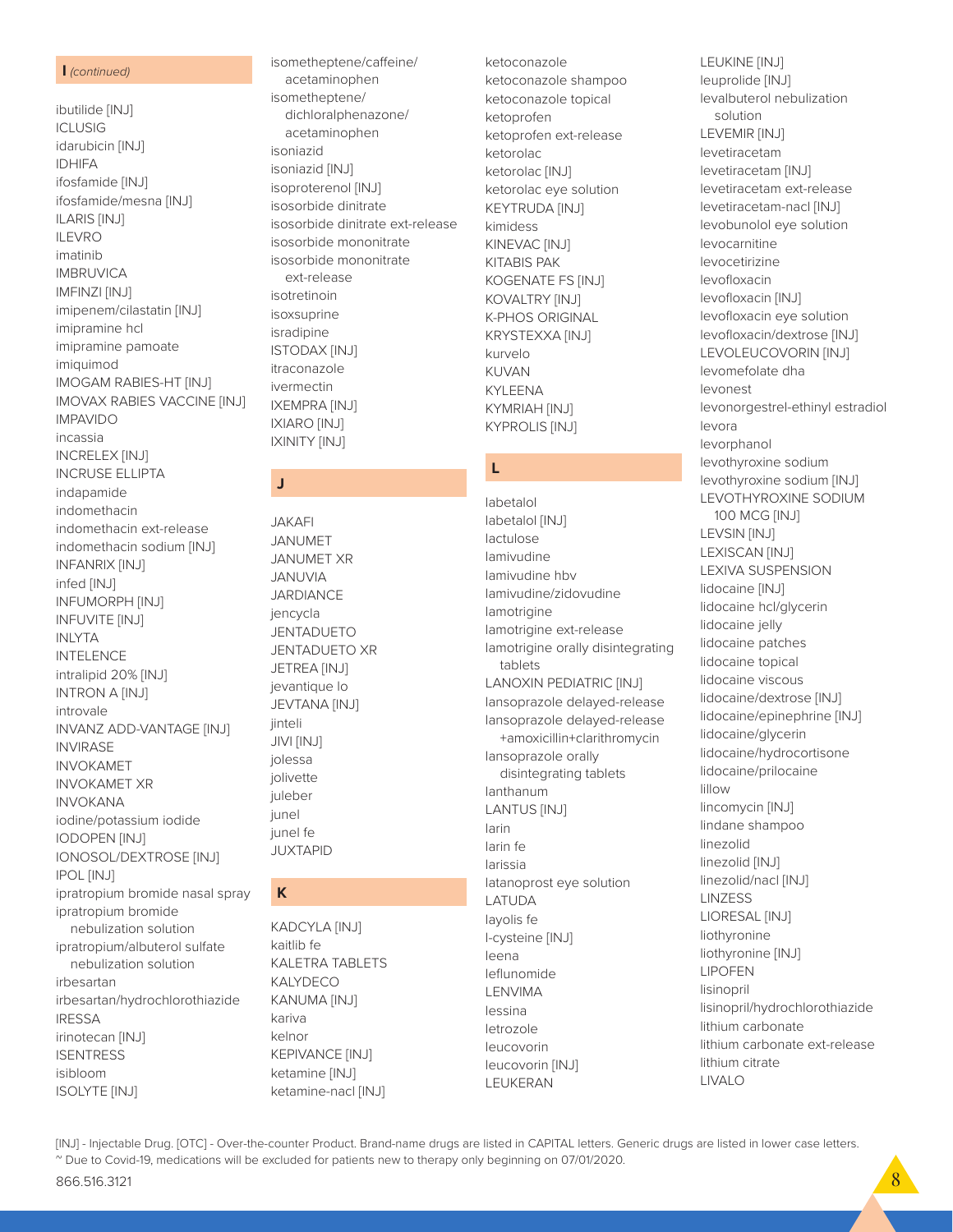## I *(continued)*

ibutilide [INJ]
ICLUSIG
idarubicin [INJ]
IDHIFA
ifosfamide [INJ]
ifosfamide/mesna [INJ]
ILARIS [INJ]
ILEVRO
imatinib
IMBRUVICA
IMFINZI [INJ]
imipenem/cilastatin [INJ]
imipramine hcl
imipramine pamoate
imiquimod
IMOGAM RABIES-HT [INJ]
IMOVAX RABIES VACCINE [INJ]
IMPAVIDO
incassia
INCRELEX [INJ]
INCRUSE ELLIPTA
indapamide
indomethacin
indomethacin ext-release
indomethacin sodium [INJ]
INFANRIX [INJ]
infed [INJ]
INFUMORPH [INJ]
INFUVITE [INJ]
INLYTA
INTELENCE
intralipid 20% [INJ]
INTRON A [INJ]
introvale
INVANZ ADD-VANTAGE [INJ]
INVIRASE
INVOKAMET
INVOKAMET XR
INVOKANA
iodine/potassium iodide
IODOPEN [INJ]
IONOSOL/DEXTROSE [INJ]
IPOL [INJ]
ipratropium bromide nasal spray
ipratropium bromide nebulization solution
ipratropium/albuterol sulfate nebulization solution
irbesartan
irbesartan/hydrochlorothiazide
IRESSA
irinotecan [INJ]
ISENTRESS
isibloom
ISOLYTE [INJ]
isometheptene/caffeine/acetaminophen
isometheptene/dichloralphenazone/acetaminophen
isoniazid
isoniazid [INJ]
isoproterenol [INJ]
isosorbide dinitrate
isosorbide dinitrate ext-release
isosorbide mononitrate
isosorbide mononitrate ext-release
isotretinoin
isoxsuprine
isradipine
ISTODAX [INJ]
itraconazole
ivermectin
IXEMPRA [INJ]
IXIARO [INJ]
IXINITY [INJ]

## J

JAKAFI
JANUMET
JANUMET XR
JANUVIA
JARDIANCE
jencycla
JENTADUETO
JENTADUETO XR
JETREA [INJ]
jevantique lo
JEVTANA [INJ]
jinteli
JIVI [INJ]
jolessa
jolivette
juleber
junel
junel fe
JUXTAPID

## K

KADCYLA [INJ]
kaitlib fe
KALETRA TABLETS
KALYDECO
KANUMA [INJ]
kariva
kelnor
KEPIVANCE [INJ]
ketamine [INJ]
ketamine-nacl [INJ]
ketoconazole
ketoconazole shampoo
ketoconazole topical
ketoprofen
ketoprofen ext-release
ketorolac
ketorolac [INJ]
ketorolac eye solution
KEYTRUDA [INJ]
kimidess
KINEVAC [INJ]
KITABIS PAK
KOGENATE FS [INJ]
KOVALTRY [INJ]
K-PHOS ORIGINAL
KRYSTEXXA [INJ]
kurvelo
KUVAN
KYLEENA
KYMRIAH [INJ]
KYPROLIS [INJ]

## L

labetalol
labetalol [INJ]
lactulose
lamivudine
lamivudine hbv
lamivudine/zidovudine
lamotrigine
lamotrigine ext-release
lamotrigine orally disintegrating tablets
LANOXIN PEDIATRIC [INJ]
lansoprazole delayed-release
lansoprazole delayed-release +amoxicillin+clarithromycin
lansoprazole orally disintegrating tablets
lanthanum
LANTUS [INJ]
larin
larin fe
larissia
latanoprost eye solution
LATUDA
layolis fe
l-cysteine [INJ]
leena
leflunomide
LENVIMA
lessina
letrozole
leucovorin
leucovorin [INJ]
LEUKERAN
LEUKINE [INJ]
leuprolide [INJ]
levalbuterol nebulization solution
LEVEMIR [INJ]
levetiracetam
levetiracetam [INJ]
levetiracetam ext-release
levetiracetam-nacl [INJ]
levobunolol eye solution
levocarnitine
levocetirizine
levofloxacin
levofloxacin [INJ]
levofloxacin eye solution
levofloxacin/dextrose [INJ]
LEVOLEUCOVORIN [INJ]
levomefolate dha
levonest
levonorgestrel-ethinyl estradiol
levora
levorphanol
levothyroxine sodium
levothyroxine sodium [INJ]
LEVOTHYROXINE SODIUM 100 MCG [INJ]
LEVSIN [INJ]
LEXISCAN [INJ]
LEXIVA SUSPENSION
lidocaine [INJ]
lidocaine hcl/glycerin
lidocaine jelly
lidocaine patches
lidocaine topical
lidocaine viscous
lidocaine/dextrose [INJ]
lidocaine/epinephrine [INJ]
lidocaine/glycerin
lidocaine/hydrocortisone
lidocaine/prilocaine
lillow
lincomycin [INJ]
lindane shampoo
linezolid
linezolid [INJ]
linezolid/nacl [INJ]
LINZESS
LIORESAL [INJ]
liothyronine
liothyronine [INJ]
LIPOFEN
lisinopril
lisinopril/hydrochlorothiazide
lithium carbonate
lithium carbonate ext-release
lithium citrate
LIVALO

[INJ] - Injectable Drug. [OTC] - Over-the-counter Product. Brand-name drugs are listed in CAPITAL letters. Generic drugs are listed in lower case letters.
~ Due to Covid-19, medications will be excluded for patients new to therapy only beginning on 07/01/2020.

866.516.3121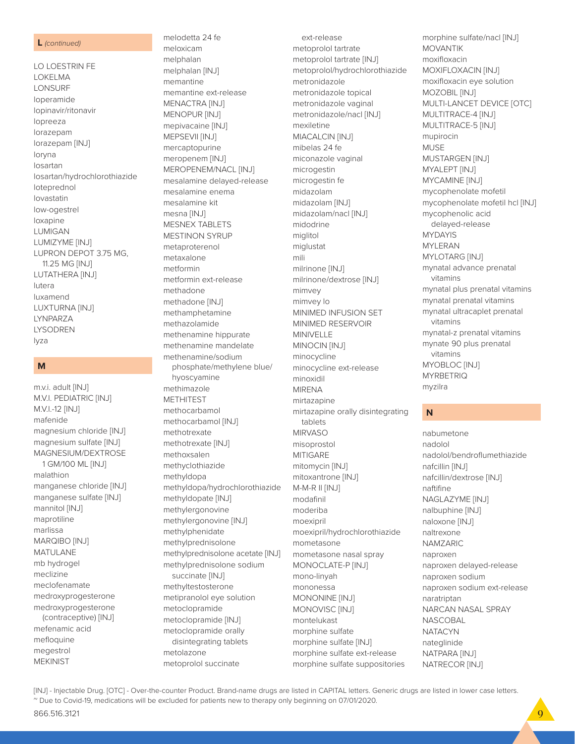## L *(continued)*

LO LOESTRIN FE
LOKELMA
LONSURF
loperamide
lopinavir/ritonavir
lopreeza
lorazepam
lorazepam [INJ]
loryna
losartan
losartan/hydrochlorothiazide
loteprednol
lovastatin
low-ogestrel
loxapine
LUMIGAN
LUMIZYME [INJ]
LUPRON DEPOT 3.75 MG, 11.25 MG [INJ]
LUTATHERA [INJ]
lutera
luxamend
LUXTURNA [INJ]
LYNPARZA
LYSODREN
lyza

## M

m.v.i. adult [INJ]
M.V.I. PEDIATRIC [INJ]
M.V.I.-12 [INJ]
mafenide
magnesium chloride [INJ]
magnesium sulfate [INJ]
MAGNESIUM/DEXTROSE 1 GM/100 ML [INJ]
malathion
manganese chloride [INJ]
manganese sulfate [INJ]
mannitol [INJ]
maprotiline
marlissa
MARQIBO [INJ]
MATULANE
mb hydrogel
meclizine
meclofenamate
medroxyprogesterone
medroxyprogesterone (contraceptive) [INJ]
mefenamic acid
mefloquine
megestrol
MEKINIST
melodetta 24 fe
meloxicam
melphalan
melphalan [INJ]
memantine
memantine ext-release
MENACTRA [INJ]
MENOPUR [INJ]
mepivacaine [INJ]
MEPSEVII [INJ]
mercaptopurine
meropenem [INJ]
MEROPENEM/NACL [INJ]
mesalamine delayed-release
mesalamine enema
mesalamine kit
mesna [INJ]
MESNEX TABLETS
MESTINON SYRUP
metaproterenol
metaxalone
metformin
metformin ext-release
methadone
methadone [INJ]
methamphetamine
methazolamide
methenamine hippurate
methenamine mandelate
methenamine/sodium phosphate/methylene blue/hyoscyamine
methimazole
METHITEST
methocarbamol
methocarbamol [INJ]
methotrexate
methotrexate [INJ]
methoxsalen
methyclothiazide
methyldopa
methyldopa/hydrochlorothiazide
methyldopate [INJ]
methylergonovine
methylergonovine [INJ]
methylphenidate
methylprednisolone
methylprednisolone acetate [INJ]
methylprednisolone sodium succinate [INJ]
methyltestosterone
metipranolol eye solution
metoclopramide
metoclopramide [INJ]
metoclopramide orally disintegrating tablets
metolazone
metoprolol succinate ext-release
metoprolol tartrate
metoprolol tartrate [INJ]
metoprolol/hydrochlorothiazide
metronidazole
metronidazole topical
metronidazole vaginal
metronidazole/nacl [INJ]
mexiletine
MIACALCIN [INJ]
mibelas 24 fe
miconazole vaginal
microgestin
microgestin fe
midazolam
midazolam [INJ]
midazolam/nacl [INJ]
midodrine
miglitol
miglustat
mili
milrinone [INJ]
milrinone/dextrose [INJ]
mimvey
mimvey lo
MINIMED INFUSION SET
MINIMED RESERVOIR
MINIVELLE
MINOCIN [INJ]
minocycline
minocycline ext-release
minoxidil
MIRENA
mirtazapine
mirtazapine orally disintegrating tablets
MIRVASO
misoprostol
MITIGARE
mitomycin [INJ]
mitoxantrone [INJ]
M-M-R II [INJ]
modafinil
moderiba
moexipril
moexipril/hydrochlorothiazide
mometasone
mometasone nasal spray
MONOCLATE-P [INJ]
mono-linyah
mononessa
MONONINE [INJ]
MONOVISC [INJ]
montelukast
morphine sulfate
morphine sulfate [INJ]
morphine sulfate ext-release
morphine sulfate suppositories
morphine sulfate/nacl [INJ]
MOVANTIK
moxifloxacin
MOXIFLOXACIN [INJ]
moxifloxacin eye solution
MOZOBIL [INJ]
MULTI-LANCET DEVICE [OTC]
MULTITRACE-4 [INJ]
MULTITRACE-5 [INJ]
mupirocin
MUSE
MUSTARGEN [INJ]
MYALEPT [INJ]
MYCAMINE [INJ]
mycophenolate mofetil
mycophenolate mofetil hcl [INJ]
mycophenolic acid delayed-release
MYDAYIS
MYLERAN
MYLOTARG [INJ]
mynatal advance prenatal vitamins
mynatal plus prenatal vitamins
mynatal prenatal vitamins
mynatal ultracaplet prenatal vitamins
mynatal-z prenatal vitamins
mynate 90 plus prenatal vitamins
MYOBLOC [INJ]
MYRBETRIQ
myzilra

## N

nabumetone
nadolol
nadolol/bendroflumethiazide
nafcillin [INJ]
nafcillin/dextrose [INJ]
naftifine
NAGLAZYME [INJ]
nalbuphine [INJ]
naloxone [INJ]
naltrexone
NAMZARIC
naproxen
naproxen delayed-release
naproxen sodium
naproxen sodium ext-release
naratriptan
NARCAN NASAL SPRAY
NASCOBAL
NATACYN
nateglinide
NATPARA [INJ]
NATRECOR [INJ]

[INJ] - Injectable Drug. [OTC] - Over-the-counter Product. Brand-name drugs are listed in CAPITAL letters. Generic drugs are listed in lower case letters.
~ Due to Covid-19, medications will be excluded for patients new to therapy only beginning on 07/01/2020.

866.516.3121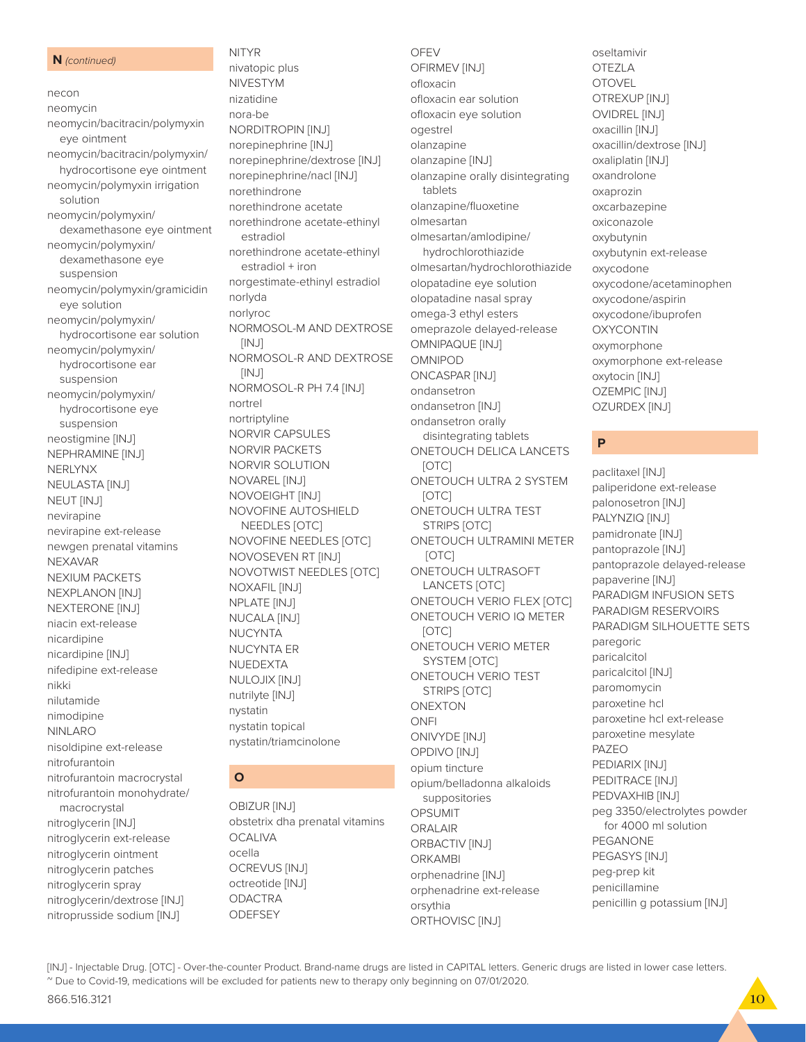## N *(continued)*

necon
neomycin
neomycin/bacitracin/polymyxin eye ointment
neomycin/bacitracin/polymyxin/hydrocortisone eye ointment
neomycin/polymyxin irrigation solution
neomycin/polymyxin/dexamethasone eye ointment
neomycin/polymyxin/dexamethasone eye suspension
neomycin/polymyxin/gramicidin eye solution
neomycin/polymyxin/hydrocortisone ear solution
neomycin/polymyxin/hydrocortisone ear suspension
neomycin/polymyxin/hydrocortisone eye suspension
neostigmine [INJ]
NEPHRAMINE [INJ]
NERLYNX
NEULASTA [INJ]
NEUT [INJ]
nevirapine
nevirapine ext-release
newgen prenatal vitamins
NEXAVAR
NEXIUM PACKETS
NEXPLANON [INJ]
NEXTERONE [INJ]
niacin ext-release
nicardipine
nicardipine [INJ]
nifedipine ext-release
nikki
nilutamide
nimodipine
NINLARO
nisoldipine ext-release
nitrofurantoin
nitrofurantoin macrocrystal
nitrofurantoin monohydrate/macrocrystal
nitroglycerin [INJ]
nitroglycerin ext-release
nitroglycerin ointment
nitroglycerin patches
nitroglycerin spray
nitroglycerin/dextrose [INJ]
nitroprusside sodium [INJ]
NITYR
nivatopic plus
NIVESTYM
nizatidine
nora-be
NORDITROPIN [INJ]
norepinephrine [INJ]
norepinephrine/dextrose [INJ]
norepinephrine/nacl [INJ]
norethindrone
norethindrone acetate
norethindrone acetate-ethinyl estradiol
norethindrone acetate-ethinyl estradiol + iron
norgestimate-ethinyl estradiol
norlyda
norlyroc
NORMOSOL-M AND DEXTROSE [INJ]
NORMOSOL-R AND DEXTROSE [INJ]
NORMOSOL-R PH 7.4 [INJ]
nortrel
nortriptyline
NORVIR CAPSULES
NORVIR PACKETS
NORVIR SOLUTION
NOVAREL [INJ]
NOVOEIGHT [INJ]
NOVOFINE AUTOSHIELD NEEDLES [OTC]
NOVOFINE NEEDLES [OTC]
NOVOSEVEN RT [INJ]
NOVOTWIST NEEDLES [OTC]
NOXAFIL [INJ]
NPLATE [INJ]
NUCALA [INJ]
NUCYNTA
NUCYNTA ER
NUEDEXTA
NULOJIX [INJ]
nutrilyte [INJ]
nystatin
nystatin topical
nystatin/triamcinolone

## O

OBIZUR [INJ]
obstetrix dha prenatal vitamins
OCALIVA
ocella
OCREVUS [INJ]
octreotide [INJ]
ODACTRA
ODEFSEY
OFEV
OFIRMEV [INJ]
ofloxacin
ofloxacin ear solution
ofloxacin eye solution
ogestrel
olanzapine
olanzapine [INJ]
olanzapine orally disintegrating tablets
olanzapine/fluoxetine
olmesartan
olmesartan/amlodipine/hydrochlorothiazide
olmesartan/hydrochlorothiazide
olopatadine eye solution
olopatadine nasal spray
omega-3 ethyl esters
omeprazole delayed-release
OMNIPAQUE [INJ]
OMNIPOD
ONCASPAR [INJ]
ondansetron
ondansetron [INJ]
ondansetron orally disintegrating tablets
ONETOUCH DELICA LANCETS [OTC]
ONETOUCH ULTRA 2 SYSTEM [OTC]
ONETOUCH ULTRA TEST STRIPS [OTC]
ONETOUCH ULTRAMINI METER [OTC]
ONETOUCH ULTRASOFT LANCETS [OTC]
ONETOUCH VERIO FLEX [OTC]
ONETOUCH VERIO IQ METER [OTC]
ONETOUCH VERIO METER SYSTEM [OTC]
ONETOUCH VERIO TEST STRIPS [OTC]
ONEXTON
ONFI
ONIVYDE [INJ]
OPDIVO [INJ]
opium tincture
opium/belladonna alkaloids suppositories
OPSUMIT
ORALAIR
ORBACTIV [INJ]
ORKAMBI
orphenadrine [INJ]
orphenadrine ext-release
orsythia
ORTHOVISC [INJ]
oseltamivir
OTEZLA
OTOVEL
OTREXUP [INJ]
OVIDREL [INJ]
oxacillin [INJ]
oxacillin/dextrose [INJ]
oxaliplatin [INJ]
oxandrolone
oxaprozin
oxcarbazepine
oxiconazole
oxybutynin
oxybutynin ext-release
oxycodone
oxycodone/acetaminophen
oxycodone/aspirin
oxycodone/ibuprofen
OXYCONTIN
oxymorphone
oxymorphone ext-release
oxytocin [INJ]
OZEMPIC [INJ]
OZURDEX [INJ]

## P

paclitaxel [INJ]
paliperidone ext-release
palonosetron [INJ]
PALYNZIQ [INJ]
pamidronate [INJ]
pantoprazole [INJ]
pantoprazole delayed-release
papaverine [INJ]
PARADIGM INFUSION SETS
PARADIGM RESERVOIRS
PARADIGM SILHOUETTE SETS
paregoric
paricalcitol
paricalcitol [INJ]
paromomycin
paroxetine hcl
paroxetine hcl ext-release
paroxetine mesylate
PAZEO
PEDIARIX [INJ]
PEDITRACE [INJ]
PEDVAXHIB [INJ]
peg 3350/electrolytes powder for 4000 ml solution
PEGANONE
PEGASYS [INJ]
peg-prep kit
penicillamine
penicillin g potassium [INJ]

[INJ] - Injectable Drug. [OTC] - Over-the-counter Product. Brand-name drugs are listed in CAPITAL letters. Generic drugs are listed in lower case letters.
~ Due to Covid-19, medications will be excluded for patients new to therapy only beginning on 07/01/2020.

866.516.3121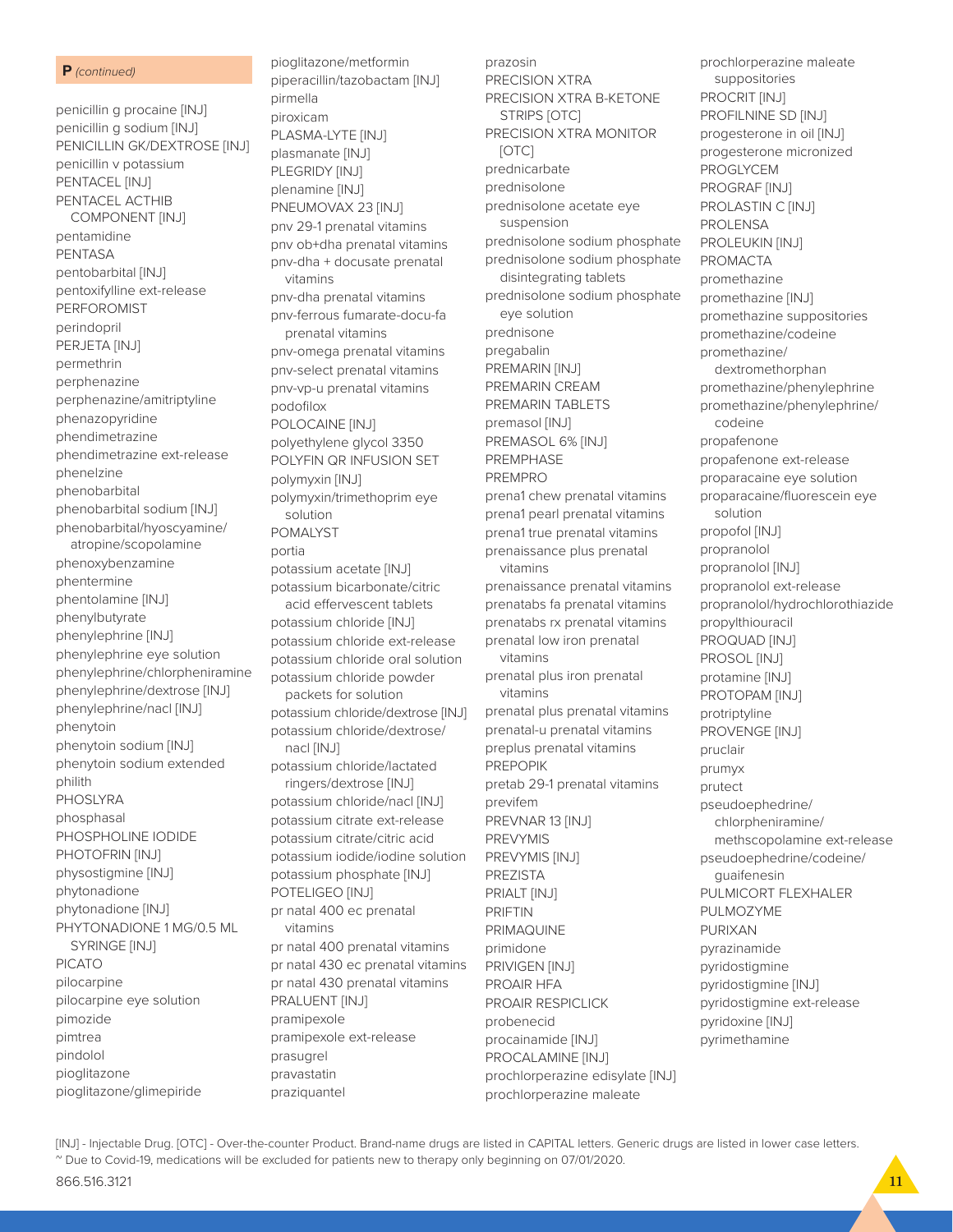**P** *(continued)*

penicillin g procaine [INJ]
penicillin g sodium [INJ]
PENICILLIN GK/DEXTROSE [INJ]
penicillin v potassium
PENTACEL [INJ]
PENTACEL ACTHIB COMPONENT [INJ]
pentamidine
PENTASA
pentobarbital [INJ]
pentoxifylline ext-release
PERFOROMIST
perindopril
PERJETA [INJ]
permethrin
perphenazine
perphenazine/amitriptyline
phenazopyridine
phendimetrazine
phendimetrazine ext-release
phenelzine
phenobarbital
phenobarbital sodium [INJ]
phenobarbital/hyoscyamine/atropine/scopolamine
phenoxybenzamine
phentermine
phentolamine [INJ]
phenylbutyrate
phenylephrine [INJ]
phenylephrine eye solution
phenylephrine/chlorpheniramine
phenylephrine/dextrose [INJ]
phenylephrine/nacl [INJ]
phenytoin
phenytoin sodium [INJ]
phenytoin sodium extended
philith
PHOSLYRA
phosphasal
PHOSPHOLINE IODIDE
PHOTOFRIN [INJ]
physostigmine [INJ]
phytonadione
phytonadione [INJ]
PHYTONADIONE 1 MG/0.5 ML SYRINGE [INJ]
PICATO
pilocarpine
pilocarpine eye solution
pimozide
pimtrea
pindolol
pioglitazone
pioglitazone/glimepiride
pioglitazone/metformin
piperacillin/tazobactam [INJ]
pirmella
piroxicam
PLASMA-LYTE [INJ]
plasmanate [INJ]
PLEGRIDY [INJ]
plenamine [INJ]
PNEUMOVAX 23 [INJ]
pnv 29-1 prenatal vitamins
pnv ob+dha prenatal vitamins
pnv-dha + docusate prenatal vitamins
pnv-dha prenatal vitamins
pnv-ferrous fumarate-docu-fa prenatal vitamins
pnv-omega prenatal vitamins
pnv-select prenatal vitamins
pnv-vp-u prenatal vitamins
podofilox
POLOCAINE [INJ]
polyethylene glycol 3350
POLYFIN QR INFUSION SET
polymyxin [INJ]
polymyxin/trimethoprim eye solution
POMALYST
portia
potassium acetate [INJ]
potassium bicarbonate/citric acid effervescent tablets
potassium chloride [INJ]
potassium chloride ext-release
potassium chloride oral solution
potassium chloride powder packets for solution
potassium chloride/dextrose [INJ]
potassium chloride/dextrose/nacl [INJ]
potassium chloride/lactated ringers/dextrose [INJ]
potassium chloride/nacl [INJ]
potassium citrate ext-release
potassium citrate/citric acid
potassium iodide/iodine solution
potassium phosphate [INJ]
POTELIGEO [INJ]
pr natal 400 ec prenatal vitamins
pr natal 400 prenatal vitamins
pr natal 430 ec prenatal vitamins
pr natal 430 prenatal vitamins
PRALUENT [INJ]
pramipexole
pramipexole ext-release
prasugrel
pravastatin
praziquantel
prazosin
PRECISION XTRA
PRECISION XTRA B-KETONE STRIPS [OTC]
PRECISION XTRA MONITOR [OTC]
prednicarbate
prednisolone
prednisolone acetate eye suspension
prednisolone sodium phosphate
prednisolone sodium phosphate disintegrating tablets
prednisolone sodium phosphate eye solution
prednisone
pregabalin
PREMARIN [INJ]
PREMARIN CREAM
PREMARIN TABLETS
premasol [INJ]
PREMASOL 6% [INJ]
PREMPHASE
PREMPRO
prena1 chew prenatal vitamins
prena1 pearl prenatal vitamins
prena1 true prenatal vitamins
prenaissance plus prenatal vitamins
prenaissance prenatal vitamins
prenatabs fa prenatal vitamins
prenatabs rx prenatal vitamins
prenatal low iron prenatal vitamins
prenatal plus iron prenatal vitamins
prenatal plus prenatal vitamins
prenatal-u prenatal vitamins
preplus prenatal vitamins
PREPOPIK
pretab 29-1 prenatal vitamins
previfem
PREVNAR 13 [INJ]
PREVYMIS
PREVYMIS [INJ]
PREZISTA
PRIALT [INJ]
PRIFTIN
PRIMAQUINE
primidone
PRIVIGEN [INJ]
PROAIR HFA
PROAIR RESPICLICK
probenecid
procainamide [INJ]
PROCALAMINE [INJ]
prochlorperazine edisylate [INJ]
prochlorperazine maleate
prochlorperazine maleate suppositories
PROCRIT [INJ]
PROFILNINE SD [INJ]
progesterone in oil [INJ]
progesterone micronized
PROGLYCEM
PROGRAF [INJ]
PROLASTIN C [INJ]
PROLENSA
PROLEUKIN [INJ]
PROMACTA
promethazine
promethazine [INJ]
promethazine suppositories
promethazine/codeine
promethazine/dextromethorphan
promethazine/phenylephrine
promethazine/phenylephrine/codeine
propafenone
propafenone ext-release
proparacaine eye solution
proparacaine/fluorescein eye solution
propofol [INJ]
propranolol
propranolol [INJ]
propranolol ext-release
propranolol/hydrochlorothiazide
propylthiouracil
PROQUAD [INJ]
PROSOL [INJ]
protamine [INJ]
PROTOPAM [INJ]
protriptyline
PROVENGE [INJ]
pruclair
prumyx
prutect
pseudoephedrine/chlorpheniramine/methscopolamine ext-release
pseudoephedrine/codeine/guaifenesin
PULMICORT FLEXHALER
PULMOZYME
PURIXAN
pyrazinamide
pyridostigmine
pyridostigmine [INJ]
pyridostigmine ext-release
pyridoxine [INJ]
pyrimethamine

[INJ] - Injectable Drug. [OTC] - Over-the-counter Product. Brand-name drugs are listed in CAPITAL letters. Generic drugs are listed in lower case letters.
~ Due to Covid-19, medications will be excluded for patients new to therapy only beginning on 07/01/2020.

866.516.3121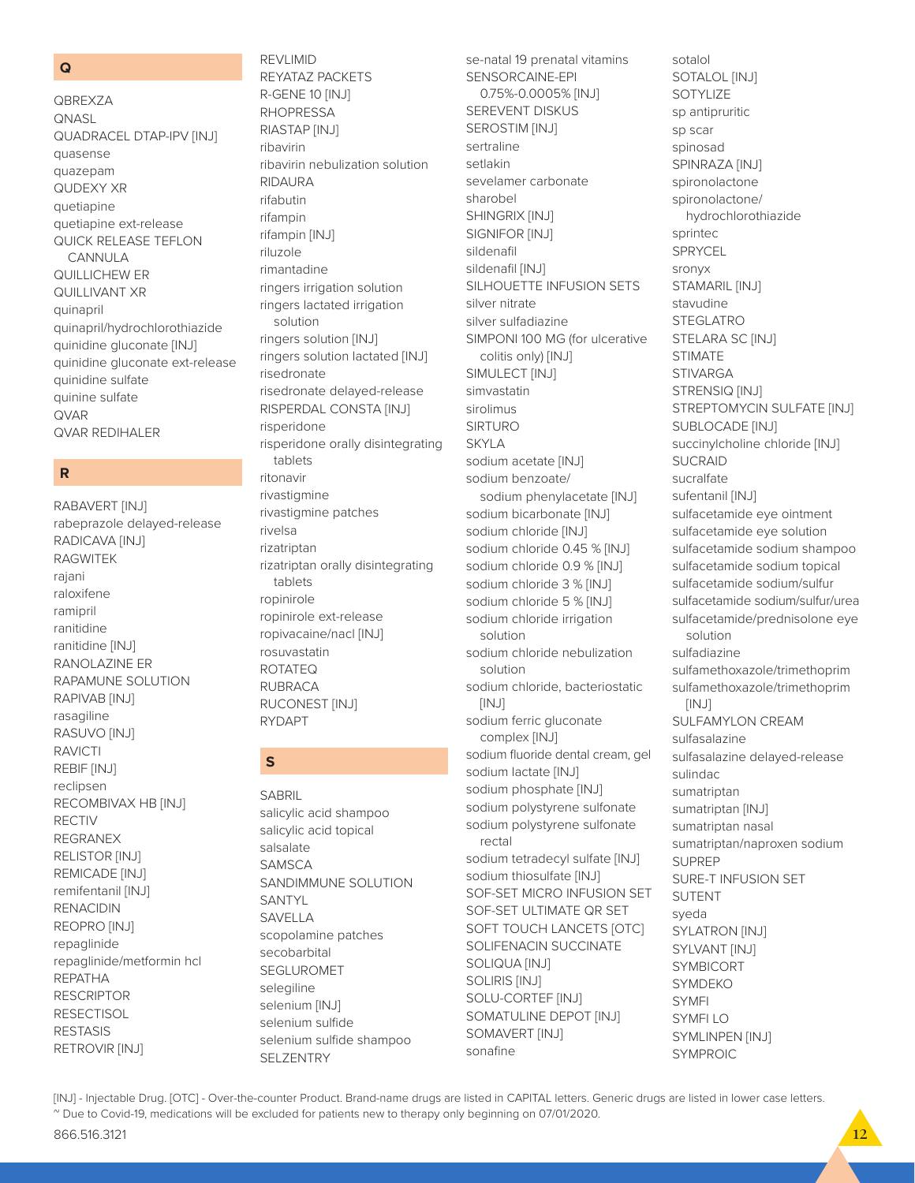## Q

- QBREXZA
- QNASL
- QUADRACEL DTAP-IPV [INJ]
- quasense
- quazepam
- QUDEXY XR
- quetiapine
- quetiapine ext-release
- QUICK RELEASE TEFLON CANNULA
- QUILLICHEW ER
- QUILLIVANT XR
- quinapril
- quinapril/hydrochlorothiazide
- quinidine gluconate [INJ]
- quinidine gluconate ext-release
- quinidine sulfate
- quinine sulfate
- QVAR
- QVAR REDIHALER

## R

- RABAVERT [INJ]
- rabeprazole delayed-release
- RADICAVA [INJ]
- RAGWITEK
- rajani
- raloxifene
- ramipril
- ranitidine
- ranitidine [INJ]
- RANOLAZINE ER
- RAPAMUNE SOLUTION
- RAPIVAB [INJ]
- rasagiline
- RASUVO [INJ]
- RAVICTI
- REBIF [INJ]
- reclipsen
- RECOMBIVAX HB [INJ]
- RECTIV
- REGRANEX
- RELISTOR [INJ]
- REMICADE [INJ]
- remifentanil [INJ]
- RENACIDIN
- REOPRO [INJ]
- repaglinide
- repaglinide/metformin hcl
- REPATHA
- RESCRIPTOR
- RESECTISOL
- RESTASIS
- RETROVIR [INJ]
- REVLIMID
- REYATAZ PACKETS
- R-GENE 10 [INJ]
- RHOPRESSA
- RIASTAP [INJ]
- ribavirin
- ribavirin nebulization solution
- RIDAURA
- rifabutin
- rifampin
- rifampin [INJ]
- riluzole
- rimantadine
- ringers irrigation solution
- ringers lactated irrigation solution
- ringers solution [INJ]
- ringers solution lactated [INJ]
- risedronate
- risedronate delayed-release
- RISPERDAL CONSTA [INJ]
- risperidone
- risperidone orally disintegrating tablets
- ritonavir
- rivastigmine
- rivastigmine patches
- rivelsa
- rizatriptan
- rizatriptan orally disintegrating tablets
- ropinirole
- ropinirole ext-release
- ropivacaine/nacl [INJ]
- rosuvastatin
- ROTATEQ
- RUBRACA
- RUCONEST [INJ]
- RYDAPT

## S

- SABRIL
- salicylic acid shampoo
- salicylic acid topical
- salsalate
- SAMSCA
- SANDIMMUNE SOLUTION
- SANTYL
- SAVELLA
- scopolamine patches
- secobarbital
- SEGLUROMET
- selegiline
- selenium [INJ]
- selenium sulfide
- selenium sulfide shampoo
- SELZENTRY
- se-natal 19 prenatal vitamins
- SENSORCAINE-EPI 0.75%-0.0005% [INJ]
- SEREVENT DISKUS
- SEROSTIM [INJ]
- sertraline
- setlakin
- sevelamer carbonate
- sharobel
- SHINGRIX [INJ]
- SIGNIFOR [INJ]
- sildenafil
- sildenafil [INJ]
- SILHOUETTE INFUSION SETS
- silver nitrate
- silver sulfadiazine
- SIMPONI 100 MG (for ulcerative colitis only) [INJ]
- SIMULECT [INJ]
- simvastatin
- sirolimus
- SIRTURO
- SKYLA
- sodium acetate [INJ]
- sodium benzoate/ sodium phenylacetate [INJ]
- sodium bicarbonate [INJ]
- sodium chloride [INJ]
- sodium chloride 0.45 % [INJ]
- sodium chloride 0.9 % [INJ]
- sodium chloride 3 % [INJ]
- sodium chloride 5 % [INJ]
- sodium chloride irrigation solution
- sodium chloride nebulization solution
- sodium chloride, bacteriostatic [INJ]
- sodium ferric gluconate complex [INJ]
- sodium fluoride dental cream, gel
- sodium lactate [INJ]
- sodium phosphate [INJ]
- sodium polystyrene sulfonate
- sodium polystyrene sulfonate rectal
- sodium tetradecyl sulfate [INJ]
- sodium thiosulfate [INJ]
- SOF-SET MICRO INFUSION SET
- SOF-SET ULTIMATE QR SET
- SOFT TOUCH LANCETS [OTC]
- SOLIFENACIN SUCCINATE
- SOLIQUA [INJ]
- SOLIRIS [INJ]
- SOLU-CORTEF [INJ]
- SOMATULINE DEPOT [INJ]
- SOMAVERT [INJ]
- sonafine
- sotalol
- SOTALOL [INJ]
- SOTYLIZE
- sp antipruritic
- sp scar
- spinosad
- SPINRAZA [INJ]
- spironolactone
- spironolactone/ hydrochlorothiazide
- sprintec
- SPRYCEL
- sronyx
- STAMARIL [INJ]
- stavudine
- STEGLATRO
- STELARA SC [INJ]
- STIMATE
- STIVARGA
- STRENSIQ [INJ]
- STREPTOMYCIN SULFATE [INJ]
- SUBLOCADE [INJ]
- succinylcholine chloride [INJ]
- SUCRAID
- sucralfate
- sufentanil [INJ]
- sulfacetamide eye ointment
- sulfacetamide eye solution
- sulfacetamide sodium shampoo
- sulfacetamide sodium topical
- sulfacetamide sodium/sulfur
- sulfacetamide sodium/sulfur/urea
- sulfacetamide/prednisolone eye solution
- sulfadiazine
- sulfamethoxazole/trimethoprim
- sulfamethoxazole/trimethoprim [INJ]
- SULFAMYLON CREAM
- sulfasalazine
- sulfasalazine delayed-release
- sulindac
- sumatriptan
- sumatriptan [INJ]
- sumatriptan nasal
- sumatriptan/naproxen sodium
- SUPREP
- SURE-T INFUSION SET
- SUTENT
- syeda
- SYLATRON [INJ]
- SYLVANT [INJ]
- SYMBICORT
- SYMDEKO
- SYMFI
- SYMFI LO
- SYMLINPEN [INJ]
- SYMPROIC

[INJ] - Injectable Drug. [OTC] - Over-the-counter Product. Brand-name drugs are listed in CAPITAL letters. Generic drugs are listed in lower case letters.
~ Due to Covid-19, medications will be excluded for patients new to therapy only beginning on 07/01/2020.

866.516.3121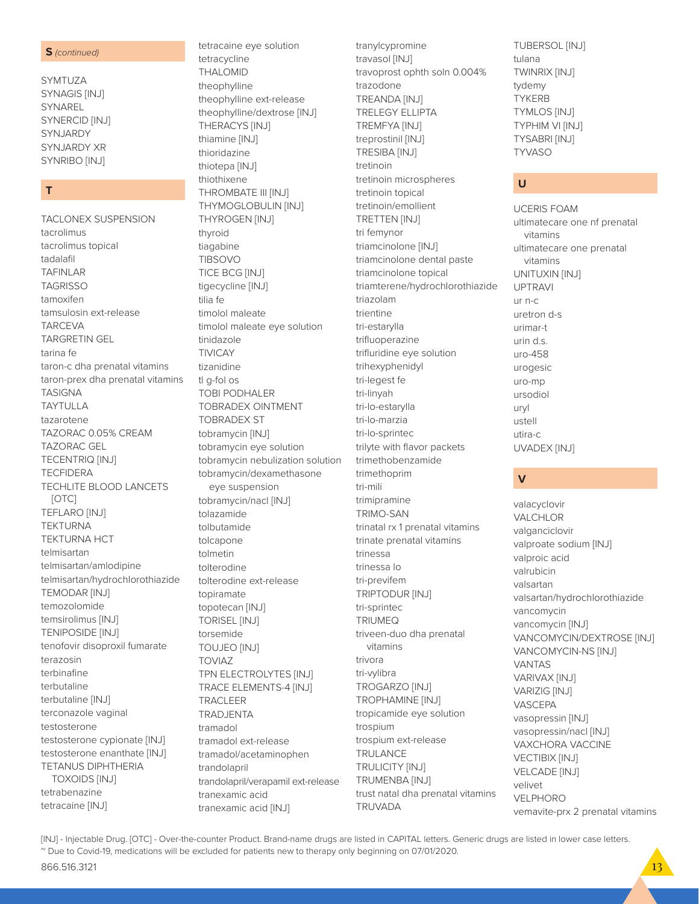**S** *(continued)*

SYMTUZA
SYNAGIS [INJ]
SYNAREL
SYNERCID [INJ]
SYNJARDY
SYNJARDY XR
SYNRIBO [INJ]

**T**

TACLONEX SUSPENSION
tacrolimus
tacrolimus topical
tadalafil
TAFINLAR
TAGRISSO
tamoxifen
tamsulosin ext-release
TARCEVA
TARGRETIN GEL
tarina fe
taron-c dha prenatal vitamins
taron-prex dha prenatal vitamins
TASIGNA
TAYTULLA
tazarotene
TAZORAC 0.05% CREAM
TAZORAC GEL
TECENTRIQ [INJ]
TECFIDERA
TECHLITE BLOOD LANCETS [OTC]
TEFLARO [INJ]
TEKTURNA
TEKTURNA HCT
telmisartan
telmisartan/amlodipine
telmisartan/hydrochlorothiazide
TEMODAR [INJ]
temozolomide
temsirolimus [INJ]
TENIPOSIDE [INJ]
tenofovir disoproxil fumarate
terazosin
terbinafine
terbutaline
terbutaline [INJ]
terconazole vaginal
testosterone
testosterone cypionate [INJ]
testosterone enanthate [INJ]
TETANUS DIPHTHERIA TOXOIDS [INJ]
tetrabenazine
tetracaine [INJ]
tetracaine eye solution
tetracycline
THALOMID
theophylline
theophylline ext-release
theophylline/dextrose [INJ]
THERACYS [INJ]
thiamine [INJ]
thioridazine
thiotepa [INJ]
thiothixene
THROMBATE III [INJ]
THYMOGLOBULIN [INJ]
THYROGEN [INJ]
thyroid
tiagabine
TIBSOVO
TICE BCG [INJ]
tigecycline [INJ]
tilia fe
timolol maleate
timolol maleate eye solution
tinidazole
TIVICAY
tizanidine
tl g-fol os
TOBI PODHALER
TOBRADEX OINTMENT
TOBRADEX ST
tobramycin [INJ]
tobramycin eye solution
tobramycin nebulization solution
tobramycin/dexamethasone eye suspension
tobramycin/nacl [INJ]
tolazamide
tolbutamide
tolcapone
tolmetin
tolterodine
tolterodine ext-release
topiramate
topotecan [INJ]
TORISEL [INJ]
torsemide
TOUJEO [INJ]
TOVIAZ
TPN ELECTROLYTES [INJ]
TRACE ELEMENTS-4 [INJ]
TRACLEER
TRADJENTA
tramadol
tramadol ext-release
tramadol/acetaminophen
trandolapril
trandolapril/verapamil ext-release
tranexamic acid
tranexamic acid [INJ]
tranylcypromine
travasol [INJ]
travoprost ophth soln 0.004%
trazodone
TREANDA [INJ]
TRELEGY ELLIPTA
TREMFYA [INJ]
treprostinil [INJ]
TRESIBA [INJ]
tretinoin
tretinoin microspheres
tretinoin topical
tretinoin/emollient
TRETTEN [INJ]
tri femynor
triamcinolone [INJ]
triamcinolone dental paste
triamcinolone topical
triamterene/hydrochlorothiazide
triazolam
trientine
tri-estarylla
trifluoperazine
trifluridine eye solution
trihexyphenidyl
tri-legest fe
tri-linyah
tri-lo-estarylla
tri-lo-marzia
tri-lo-sprintec
trilyte with flavor packets
trimethobenzamide
trimethoprim
tri-mili
trimipramine
TRIMO-SAN
trinatal rx 1 prenatal vitamins
trinate prenatal vitamins
trinessa
trinessa lo
tri-previfem
TRIPTODUR [INJ]
tri-sprintec
TRIUMEQ
triveen-duo dha prenatal vitamins
trivora
tri-vylibra
TROGARZO [INJ]
TROPHAMINE [INJ]
tropicamide eye solution
trospium
trospium ext-release
TRULANCE
TRULICITY [INJ]
TRUMENBA [INJ]
trust natal dha prenatal vitamins
TRUVADA
TUBERSOL [INJ]
tulana
TWINRIX [INJ]
tydemy
TYKERB
TYMLOS [INJ]
TYPHIM VI [INJ]
TYSABRI [INJ]
TYVASO

**U**

UCERIS FOAM
ultimatecare one nf prenatal vitamins
ultimatecare one prenatal vitamins
UNITUXIN [INJ]
UPTRAVI
ur n-c
uretron d-s
urimar-t
urin d.s.
uro-458
urogesic
uro-mp
ursodiol
uryl
ustell
utira-c
UVADEX [INJ]

**V**

valacyclovir
VALCHLOR
valganciclovir
valproate sodium [INJ]
valproic acid
valrubicin
valsartan
valsartan/hydrochlorothiazide
vancomycin
vancomycin [INJ]
VANCOMYCIN/DEXTROSE [INJ]
VANCOMYCIN-NS [INJ]
VANTAS
VARIVAX [INJ]
VARIZIG [INJ]
VASCEPA
vasopressin [INJ]
vasopressin/nacl [INJ]
VAXCHORA VACCINE
VECTIBIX [INJ]
VELCADE [INJ]
velivet
VELPHORO
vemavite-prx 2 prenatal vitamins

[INJ] - Injectable Drug. [OTC] - Over-the-counter Product. Brand-name drugs are listed in CAPITAL letters. Generic drugs are listed in lower case letters.
~ Due to Covid-19, medications will be excluded for patients new to therapy only beginning on 07/01/2020.

866.516.3121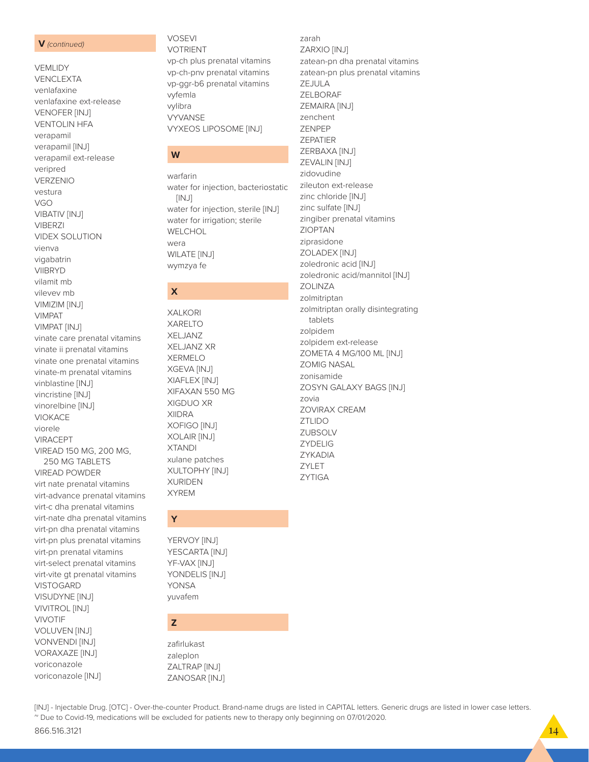## V *(continued)*

VEMLIDY
VENCLEXTA
venlafaxine
venlafaxine ext-release
VENOFER [INJ]
VENTOLIN HFA
verapamil
verapamil [INJ]
verapamil ext-release
veripred
VERZENIO
vestura
VGO
VIBATIV [INJ]
VIBERZI
VIDEX SOLUTION
vienva
vigabatrin
VIIBRYD
vilamit mb
vilevev mb
VIMIZIM [INJ]
VIMPAT
VIMPAT [INJ]
vinate care prenatal vitamins
vinate ii prenatal vitamins
vinate one prenatal vitamins
vinate-m prenatal vitamins
vinblastine [INJ]
vincristine [INJ]
vinorelbine [INJ]
VIOKACE
viorele
VIRACEPT
VIREAD 150 MG, 200 MG, 250 MG TABLETS
VIREAD POWDER
virt nate prenatal vitamins
virt-advance prenatal vitamins
virt-c dha prenatal vitamins
virt-nate dha prenatal vitamins
virt-pn dha prenatal vitamins
virt-pn plus prenatal vitamins
virt-pn prenatal vitamins
virt-select prenatal vitamins
virt-vite gt prenatal vitamins
VISTOGARD
VISUDYNE [INJ]
VIVITROL [INJ]
VIVOTIF
VOLUVEN [INJ]
VONVENDI [INJ]
VORAXAZE [INJ]
voriconazole
voriconazole [INJ]
VOSEVI
VOTRIENT
vp-ch plus prenatal vitamins
vp-ch-pnv prenatal vitamins
vp-ggr-b6 prenatal vitamins
vyfemla
vylibra
VYVANSE
VYXEOS LIPOSOME [INJ]

## W

warfarin
water for injection, bacteriostatic [INJ]
water for injection, sterile [INJ]
water for irrigation; sterile
WELCHOL
wera
WILATE [INJ]
wymzya fe

## X

XALKORI
XARELTO
XELJANZ
XELJANZ XR
XERMELO
XGEVA [INJ]
XIAFLEX [INJ]
XIFAXAN 550 MG
XIGDUO XR
XIIDRA
XOFIGO [INJ]
XOLAIR [INJ]
XTANDI
xulane patches
XULTOPHY [INJ]
XURIDEN
XYREM

## Y

YERVOY [INJ]
YESCARTA [INJ]
YF-VAX [INJ]
YONDELIS [INJ]
YONSA
yuvafem

## Z

zafirlukast
zaleplon
ZALTRAP [INJ]
ZANOSAR [INJ]
zarah
ZARXIO [INJ]
zatean-pn dha prenatal vitamins
zatean-pn plus prenatal vitamins
ZEJULA
ZELBORAF
ZEMAIRA [INJ]
zenchent
ZENPEP
ZEPATIER
ZERBAXA [INJ]
ZEVALIN [INJ]
zidovudine
zileuton ext-release
zinc chloride [INJ]
zinc sulfate [INJ]
zingiber prenatal vitamins
ZIOPTAN
ziprasidone
ZOLADEX [INJ]
zoledronic acid [INJ]
zoledronic acid/mannitol [INJ]
ZOLINZA
zolmitriptan
zolmitriptan orally disintegrating tablets
zolpidem
zolpidem ext-release
ZOMETA 4 MG/100 ML [INJ]
ZOMIG NASAL
zonisamide
ZOSYN GALAXY BAGS [INJ]
zovia
ZOVIRAX CREAM
ZTLIDO
ZUBSOLV
ZYDELIG
ZYKADIA
ZYLET
ZYTIGA

[INJ] - Injectable Drug. [OTC] - Over-the-counter Product. Brand-name drugs are listed in CAPITAL letters. Generic drugs are listed in lower case letters.
~ Due to Covid-19, medications will be excluded for patients new to therapy only beginning on 07/01/2020.

866.516.3121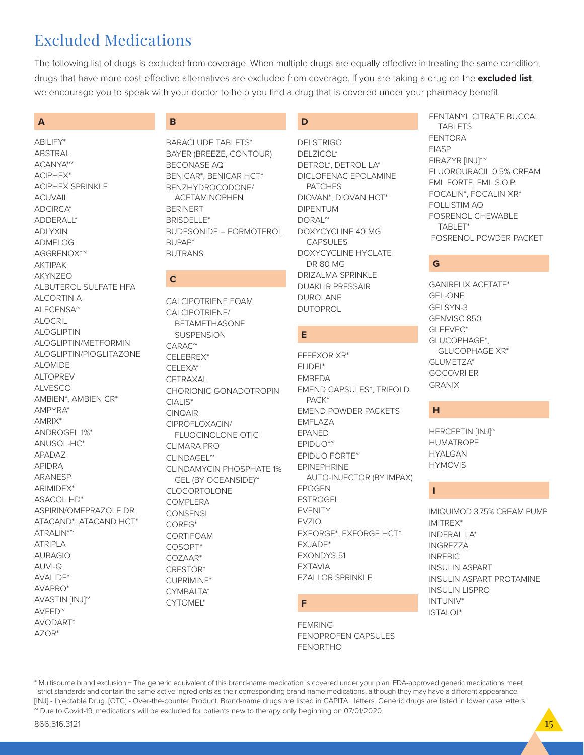# Excluded Medications

The following list of drugs is excluded from coverage. When multiple drugs are equally effective in treating the same condition, drugs that have more cost-effective alternatives are excluded from coverage. If you are taking a drug on the **excluded list**, we encourage you to speak with your doctor to help you find a drug that is covered under your pharmacy benefit.

## A

ABILIFY*
ABSTRAL
ACANYA*~
ACIPHEX*
ACIPHEX SPRINKLE
ACUVAIL
ADCIRCA*
ADDERALL*
ADLYXIN
ADMELOG
AGGRENOX*~
AKTIPAK
AKYNZEO
ALBUTEROL SULFATE HFA
ALCORTIN A
ALECENSA~
ALOCRIL
ALOGLIPTIN
ALOGLIPTIN/METFORMIN
ALOGLIPTIN/PIOGLITAZONE
ALOMIDE
ALTOPREV
ALVESCO
AMBIEN*, AMBIEN CR*
AMPYRA*
AMRIX*
ANDROGEL 1%*
ANUSOL-HC*
APADAZ
APIDRA
ARANESP
ARIMIDEX*
ASACOL HD*
ASPIRIN/OMEPRAZOLE DR
ATACAND*, ATACAND HCT*
ATRALIN*~
ATRIPLA
AUBAGIO
AUVI-Q
AVALIDE*
AVAPRO*
AVASTIN [INJ]~
AVEED~
AVODART*
AZOR*

## B

BARACLUDE TABLETS*
BAYER (BREEZE, CONTOUR)
BECONASE AQ
BENICAR*, BENICAR HCT*
BENZHYDROCODONE/ACETAMINOPHEN
BERINERT
BRISDELLE*
BUDESONIDE – FORMOTEROL
BUPAP*
BUTRANS

## C

CALCIPOTRIENE FOAM
CALCIPOTRIENE/BETAMETHASONE SUSPENSION
CARAC~
CELEBREX*
CELEXA*
CETRAXAL
CHORIONIC GONADOTROPIN
CIALIS*
CINQAIR
CIPROFLOXACIN/FLUOCINOLONE OTIC
CLIMARA PRO
CLINDAGEL~
CLINDAMYCIN PHOSPHATE 1% GEL (BY OCEANSIDE)~
CLOCORTOLONE
COMPLERA
CONSENSI
COREG*
CORTIFOAM
COSOPT*
COZAAR*
CRESTOR*
CUPRIMINE*
CYMBALTA*
CYTOMEL*

## D

DELSTRIGO
DELZICOL*
DETROL*, DETROL LA*
DICLOFENAC EPOLAMINE PATCHES
DIOVAN*, DIOVAN HCT*
DIPENTUM
DORAL~
DOXYCYCLINE 40 MG CAPSULES
DOXYCYCLINE HYCLATE DR 80 MG
DRIZALMA SPRINKLE
DUAKLIR PRESSAIR
DUROLANE
DUTOPROL

## E

EFFEXOR XR*
ELIDEL*
EMBEDA
EMEND CAPSULES*, TRIFOLD PACK*
EMEND POWDER PACKETS
EMFLAZA
EPANED
EPIDUO*~
EPIDUO FORTE~
EPINEPHRINE AUTO-INJECTOR (BY IMPAX)
EPOGEN
ESTROGEL
EVENITY
EVZIO
EXFORGE*, EXFORGE HCT*
EXJADE*
EXONDYS 51
EXTAVIA
EZALLOR SPRINKLE

## F

FEMRING
FENOPROFEN CAPSULES
FENORTHO
FENTANYL CITRATE BUCCAL TABLETS
FENTORA
FIASP
FIRAZYR [INJ]*~
FLUOROURACIL 0.5% CREAM
FML FORTE, FML S.O.P.
FOCALIN*, FOCALIN XR*
FOLLISTIM AQ
FOSRENOL CHEWABLE TABLET*
FOSRENOL POWDER PACKET

## G

GANIRELIX ACETATE*
GEL-ONE
GELSYN-3
GENVISC 850
GLEEVEC*
GLUCOPHAGE*, GLUCOPHAGE XR*
GLUMETZA*
GOCOVRI ER
GRANIX

## H

HERCEPTIN [INJ]~
HUMATROPE
HYALGAN
HYMOVIS

## I

IMIQUIMOD 3.75% CREAM PUMP
IMITREX*
INDERAL LA*
INGREZZA
INREBIC
INSULIN ASPART
INSULIN ASPART PROTAMINE
INSULIN LISPRO
INTUNIV*
ISTALOL*

\* Multisource brand exclusion – The generic equivalent of this brand-name medication is covered under your plan. FDA-approved generic medications meet strict standards and contain the same active ingredients as their corresponding brand-name medications, although they may have a different appearance.
[INJ] - Injectable Drug. [OTC] - Over-the-counter Product. Brand-name drugs are listed in CAPITAL letters. Generic drugs are listed in lower case letters.
~ Due to Covid-19, medications will be excluded for patients new to therapy only beginning on 07/01/2020.

866.516.3121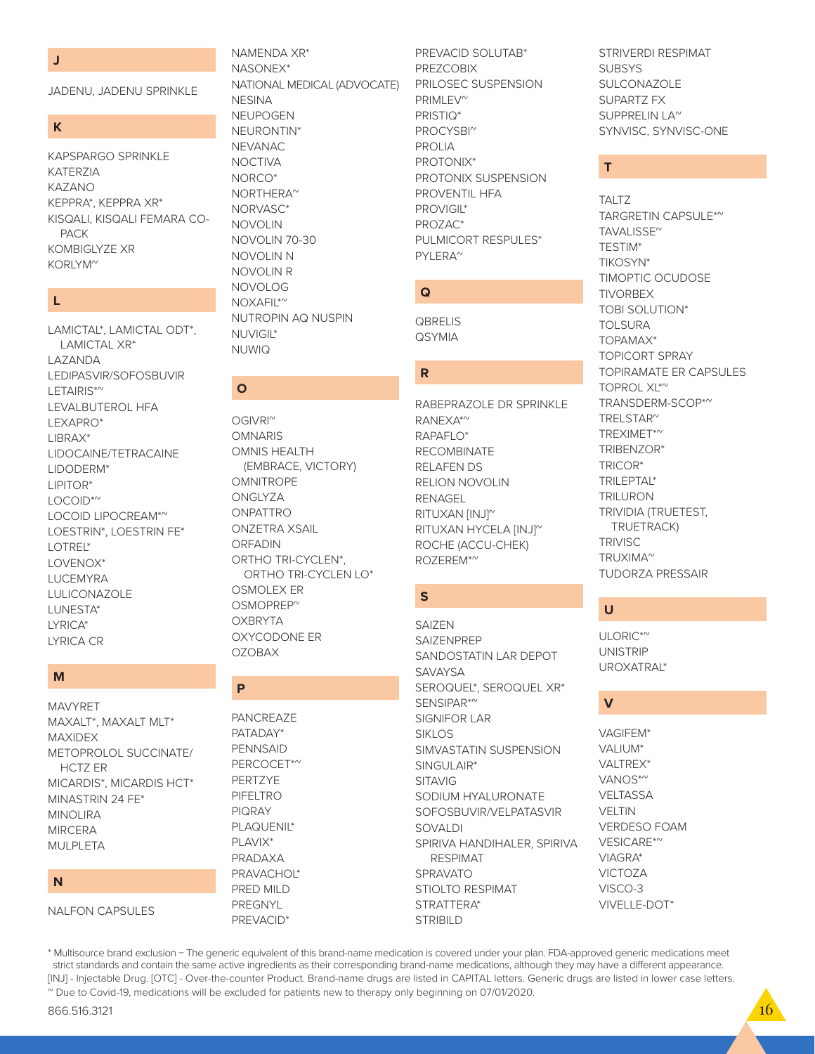## J

JADENU, JADENU SPRINKLE

## K

KAPSPARGO SPRINKLE
KATERZIA
KAZANO
KEPPRA*, KEPPRA XR*
KISQALI, KISQALI FEMARA CO-PACK
KOMBIGLYZE XR
KORLYM~

## L

LAMICTAL*, LAMICTAL ODT*, LAMICTAL XR*
LAZANDA
LEDIPASVIR/SOFOSBUVIR
LETAIRIS*~
LEVALBUTEROL HFA
LEXAPRO*
LIBRAX*
LIDOCAINE/TETRACAINE
LIDODERM*
LIPITOR*
LOCOID*~
LOCOID LIPOCREAM*~
LOESTRIN*, LOESTRIN FE*
LOTREL*
LOVENOX*
LUCEMYRA
LULICONAZOLE
LUNESTA*
LYRICA*
LYRICA CR

## M

MAVYRET
MAXALT*, MAXALT MLT*
MAXIDEX
METOPROLOL SUCCINATE/HCTZ ER
MICARDIS*, MICARDIS HCT*
MINASTRIN 24 FE*
MINOLIRA
MIRCERA
MULPLETA

## N

NALFON CAPSULES
NAMENDA XR*
NASONEX*
NATIONAL MEDICAL (ADVOCATE)
NESINA
NEUPOGEN
NEURONTIN*
NEVANAC
NOCTIVA
NORCO*
NORTHERA~
NORVASC*
NOVOLIN
NOVOLIN 70-30
NOVOLIN N
NOVOLIN R
NOVOLOG
NOXAFIL*~
NUTROPIN AQ NUSPIN
NUVIGIL*
NUWIQ

## O

OGIVRI~
OMNARIS
OMNIS HEALTH (EMBRACE, VICTORY)
OMNITROPE
ONGLYZA
ONPATTRO
ONZETRA XSAIL
ORFADIN
ORTHO TRI-CYCLEN*, ORTHO TRI-CYCLEN LO*
OSMOLEX ER
OSMOPREP~
OXBRYTA
OXYCODONE ER
OZOBAX

## P

PANCREAZE
PATADAY*
PENNSAID
PERCOCET*~
PERTZYE
PIFELTRO
PIQRAY
PLAQUENIL*
PLAVIX*
PRADAXA
PRAVACHOL*
PRED MILD
PREGNYL
PREVACID*
PREVACID SOLUTAB*
PREZCOBIX
PRILOSEC SUSPENSION
PRIMLEV~
PRISTIQ*
PROCYSBI~
PROLIA
PROTONIX*
PROTONIX SUSPENSION
PROVENTIL HFA
PROVIGIL*
PROZAC*
PULMICORT RESPULES*
PYLERA~

## Q

QBRELIS
QSYMIA

## R

RABEPRAZOLE DR SPRINKLE
RANEXA*~
RAPAFLO*
RECOMBINATE
RELAFEN DS
RELION NOVOLIN
RENAGEL
RITUXAN [INJ]~
RITUXAN HYCELA [INJ]~
ROCHE (ACCU-CHEK)
ROZEREM*~

## S

SAIZEN
SAIZENPREP
SANDOSTATIN LAR DEPOT
SAVAYSA
SEROQUEL*, SEROQUEL XR*
SENSIPAR*~
SIGNIFOR LAR
SIKLOS
SIMVASTATIN SUSPENSION
SINGULAIR*
SITAVIG
SODIUM HYALURONATE
SOFOSBUVIR/VELPATASVIR
SOVALDI
SPIRIVA HANDIHALER, SPIRIVA RESPIMAT
SPRAVATO
STIOLTO RESPIMAT
STRATTERA*
STRIBILD
STRIVERDI RESPIMAT
SUBSYS
SULCONAZOLE
SUPARTZ FX
SUPPRELIN LA~
SYNVISC, SYNVISC-ONE

## T

TALTZ
TARGRETIN CAPSULE*~
TAVALISSE~
TESTIM*
TIKOSYN*
TIMOPTIC OCUDOSE
TIVORBEX
TOBI SOLUTION*
TOLSURA
TOPAMAX*
TOPICORT SPRAY
TOPIRAMATE ER CAPSULES
TOPROL XL*~
TRANSDERM-SCOP*~
TRELSTAR~
TREXIMET*~
TRIBENZOR*
TRICOR*
TRILEPTAL*
TRILURON
TRIVIDIA (TRUETEST, TRUETRACK)
TRIVISC
TRUXIMA~
TUDORZA PRESSAIR

## U

ULORIC*~
UNISTRIP
UROXATRAL*

## V

VAGIFEM*
VALIUM*
VALTREX*
VANOS*~
VELTASSA
VELTIN
VERDESO FOAM
VESICARE*~
VIAGRA*
VICTOZA
VISCO-3
VIVELLE-DOT*

* Multisource brand exclusion – The generic equivalent of this brand-name medication is covered under your plan. FDA-approved generic medications meet strict standards and contain the same active ingredients as their corresponding brand-name medications, although they may have a different appearance.
[INJ] - Injectable Drug. [OTC] - Over-the-counter Product. Brand-name drugs are listed in CAPITAL letters. Generic drugs are listed in lower case letters.
~ Due to Covid-19, medications will be excluded for patients new to therapy only beginning on 07/01/2020.

866.516.3121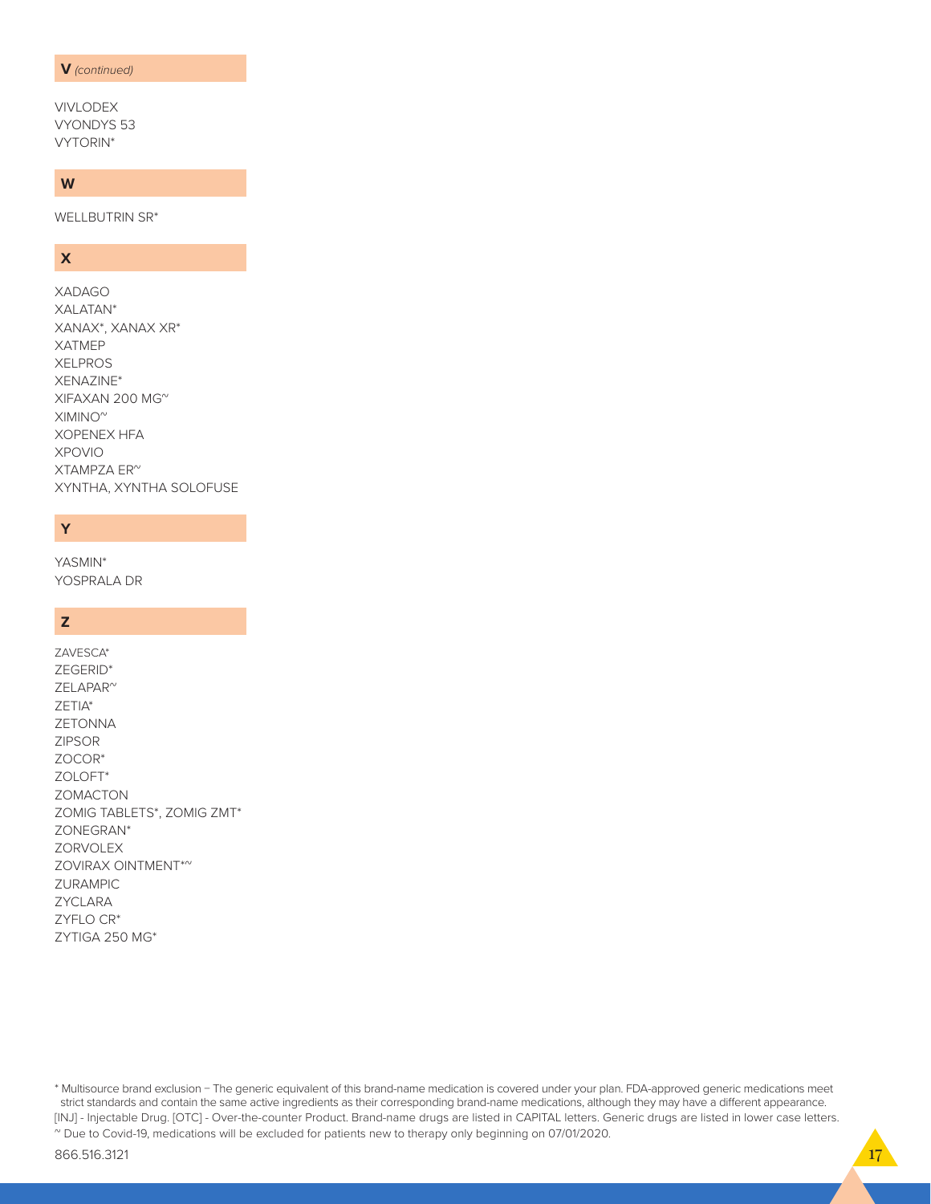**V** *(continued)*

VIVLODEX
VYONDYS 53
VYTORIN*

**W**

WELLBUTRIN SR*

**X**

XADAGO
XALATAN*
XANAX*, XANAX XR*
XATMEP
XELPROS
XENAZINE*
XIFAXAN 200 MG~
XIMINO~
XOPENEX HFA
XPOVIO
XTAMPZA ER~
XYNTHA, XYNTHA SOLOFUSE

**Y**

YASMIN*
YOSPRALA DR

**Z**

ZAVESCA*
ZEGERID*
ZELAPAR~
ZETIA*
ZETONNA
ZIPSOR
ZOCOR*
ZOLOFT*
ZOMACTON
ZOMIG TABLETS*, ZOMIG ZMT*
ZONEGRAN*
ZORVOLEX
ZOVIRAX OINTMENT*~
ZURAMPIC
ZYCLARA
ZYFLO CR*
ZYTIGA 250 MG*

\* Multisource brand exclusion – The generic equivalent of this brand-name medication is covered under your plan. FDA-approved generic medications meet strict standards and contain the same active ingredients as their corresponding brand-name medications, although they may have a different appearance.
[INJ] - Injectable Drug. [OTC] - Over-the-counter Product. Brand-name drugs are listed in CAPITAL letters. Generic drugs are listed in lower case letters.
~ Due to Covid-19, medications will be excluded for patients new to therapy only beginning on 07/01/2020.

866.516.3121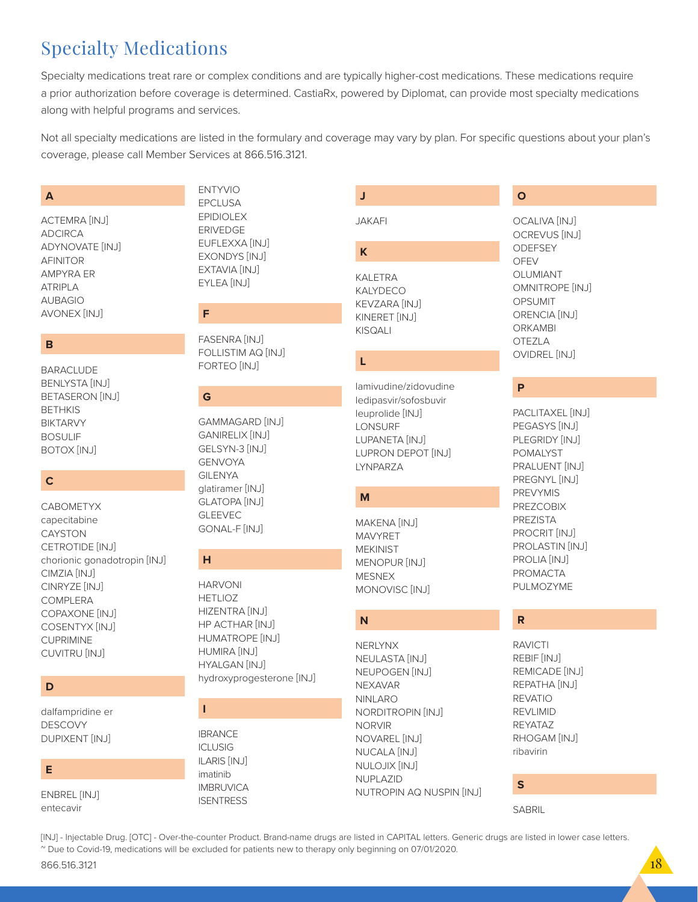# Specialty Medications

Specialty medications treat rare or complex conditions and are typically higher-cost medications. These medications require a prior authorization before coverage is determined. CastiaRx, powered by Diplomat, can provide most specialty medications along with helpful programs and services.

Not all specialty medications are listed in the formulary and coverage may vary by plan. For specific questions about your plan's coverage, please call Member Services at 866.516.3121.

### A

ACTEMRA [INJ]
ADCIRCA
ADYNOVATE [INJ]
AFINITOR
AMPYRA ER
ATRIPLA
AUBAGIO
AVONEX [INJ]

### B

BARACLUDE
BENLYSTA [INJ]
BETASERON [INJ]
BETHKIS
BIKTARVY
BOSULIF
BOTOX [INJ]

### C

CABOMETYX
capecitabine
CAYSTON
CETROTIDE [INJ]
chorionic gonadotropin [INJ]
CIMZIA [INJ]
CINRYZE [INJ]
COMPLERA
COPAXONE [INJ]
COSENTYX [INJ]
CUPRIMINE
CUVITRU [INJ]

### D

dalfampridine er
DESCOVY
DUPIXENT [INJ]

### E

ENBREL [INJ]
entecavir
ENTYVIO
EPCLUSA
EPIDIOLEX
ERIVEDGE
EUFLEXXA [INJ]
EXONDYS [INJ]
EXTAVIA [INJ]
EYLEA [INJ]

### F

FASENRA [INJ]
FOLLISTIM AQ [INJ]
FORTEO [INJ]

### G

GAMMAGARD [INJ]
GANIRELIX [INJ]
GELSYN-3 [INJ]
GENVOYA
GILENYA
glatiramer [INJ]
GLATOPA [INJ]
GLEEVEC
GONAL-F [INJ]

### H

HARVONI
HETLIOZ
HIZENTRA [INJ]
HP ACTHAR [INJ]
HUMATROPE [INJ]
HUMIRA [INJ]
HYALGAN [INJ]
hydroxyprogesterone [INJ]

### I

IBRANCE
ICLUSIG
ILARIS [INJ]
imatinib
IMBRUVICA
ISENTRESS

### J

JAKAFI

### K

KALETRA
KALYDECO
KEVZARA [INJ]
KINERET [INJ]
KISQALI

### L

lamivudine/zidovudine
ledipasvir/sofosbuvir
leuprolide [INJ]
LONSURF
LUPANETA [INJ]
LUPRON DEPOT [INJ]
LYNPARZA

### M

MAKENA [INJ]
MAVYRET
MEKINIST
MENOPUR [INJ]
MESNEX
MONOVISC [INJ]

### N

NERLYNX
NEULASTA [INJ]
NEUPOGEN [INJ]
NEXAVAR
NINLARO
NORDITROPIN [INJ]
NORVIR
NOVAREL [INJ]
NUCALA [INJ]
NULOJIX [INJ]
NUPLAZID
NUTROPIN AQ NUSPIN [INJ]

### O

OCALIVA [INJ]
OCREVUS [INJ]
ODEFSEY
OFEV
OLUMIANT
OMNITROPE [INJ]
OPSUMIT
ORENCIA [INJ]
ORKAMBI
OTEZLA
OVIDREL [INJ]

### P

PACLITAXEL [INJ]
PEGASYS [INJ]
PLEGRIDY [INJ]
POMALYST
PRALUENT [INJ]
PREGNYL [INJ]
PREVYMIS
PREZCOBIX
PREZISTA
PROCRIT [INJ]
PROLASTIN [INJ]
PROLIA [INJ]
PROMACTA
PULMOZYME

### R

RAVICTI
REBIF [INJ]
REMICADE [INJ]
REPATHA [INJ]
REVATIO
REVLIMID
REYATAZ
RHOGAM [INJ]
ribavirin

### S

SABRIL

[INJ] - Injectable Drug. [OTC] - Over-the-counter Product. Brand-name drugs are listed in CAPITAL letters. Generic drugs are listed in lower case letters.
~ Due to Covid-19, medications will be excluded for patients new to therapy only beginning on 07/01/2020.

866.516.3121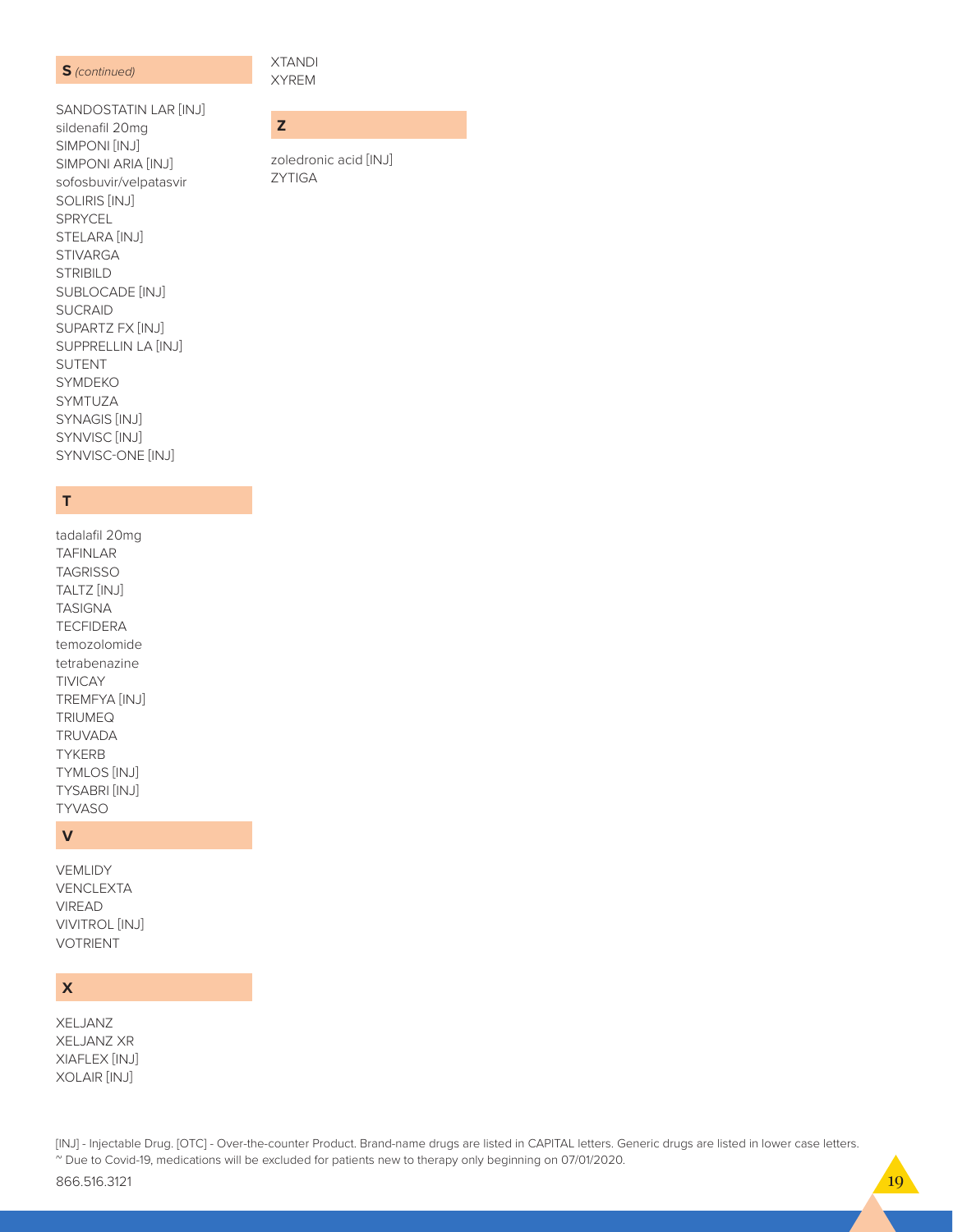## **S** *(continued)*

SANDOSTATIN LAR [INJ]
sildenafil 20mg
SIMPONI [INJ]
SIMPONI ARIA [INJ]
sofosbuvir/velpatasvir
SOLIRIS [INJ]
SPRYCEL
STELARA [INJ]
STIVARGA
STRIBILD
SUBLOCADE [INJ]
SUCRAID
SUPARTZ FX [INJ]
SUPPRELLIN LA [INJ]
SUTENT
SYMDEKO
SYMTUZA
SYNAGIS [INJ]
SYNVISC [INJ]
SYNVISC-ONE [INJ]

## **T**

tadalafil 20mg
TAFINLAR
TAGRISSO
TALTZ [INJ]
TASIGNA
TECFIDERA
temozolomide
tetrabenazine
TIVICAY
TREMFYA [INJ]
TRIUMEQ
TRUVADA
TYKERB
TYMLOS [INJ]
TYSABRI [INJ]
TYVASO

## **V**

VEMLIDY
VENCLEXTA
VIREAD
VIVITROL [INJ]
VOTRIENT

## **X**

XELJANZ
XELJANZ XR
XIAFLEX [INJ]
XOLAIR [INJ]
XTANDI
XYREM

## **Z**

zoledronic acid [INJ]
ZYTIGA

[INJ] - Injectable Drug. [OTC] - Over-the-counter Product. Brand-name drugs are listed in CAPITAL letters. Generic drugs are listed in lower case letters.
~ Due to Covid-19, medications will be excluded for patients new to therapy only beginning on 07/01/2020.

866.516.3121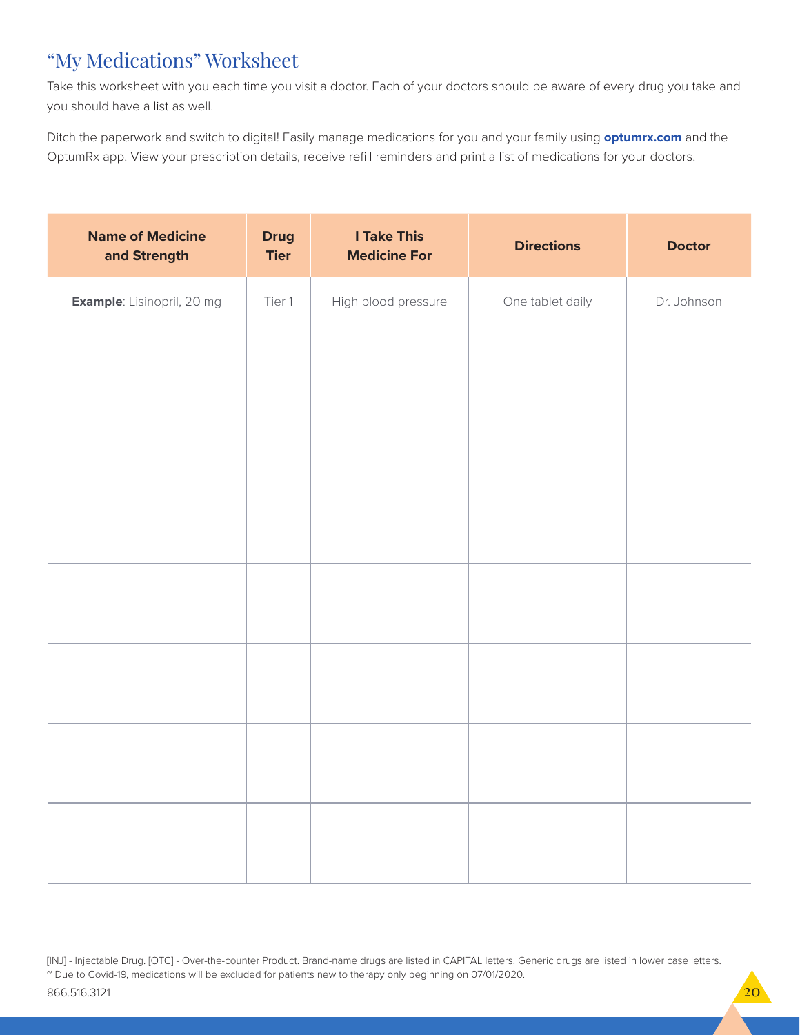## "My Medications" Worksheet

Take this worksheet with you each time you visit a doctor. Each of your doctors should be aware of every drug you take and you should have a list as well.

Ditch the paperwork and switch to digital! Easily manage medications for you and your family using **optumrx.com** and the OptumRx app. View your prescription details, receive refill reminders and print a list of medications for your doctors.

| Name of Medicine and Strength | Drug Tier | I Take This Medicine For | Directions | Doctor |
|---|---|---|---|---|
| **Example**: Lisinopril, 20 mg | Tier 1 | High blood pressure | One tablet daily | Dr. Johnson |
| | | | | |
| | | | | |
| | | | | |
| | | | | |
| | | | | |
| | | | | |
| | | | | |

[INJ] - Injectable Drug. [OTC] - Over-the-counter Product. Brand-name drugs are listed in CAPITAL letters. Generic drugs are listed in lower case letters.
~ Due to Covid-19, medications will be excluded for patients new to therapy only beginning on 07/01/2020.

866.516.3121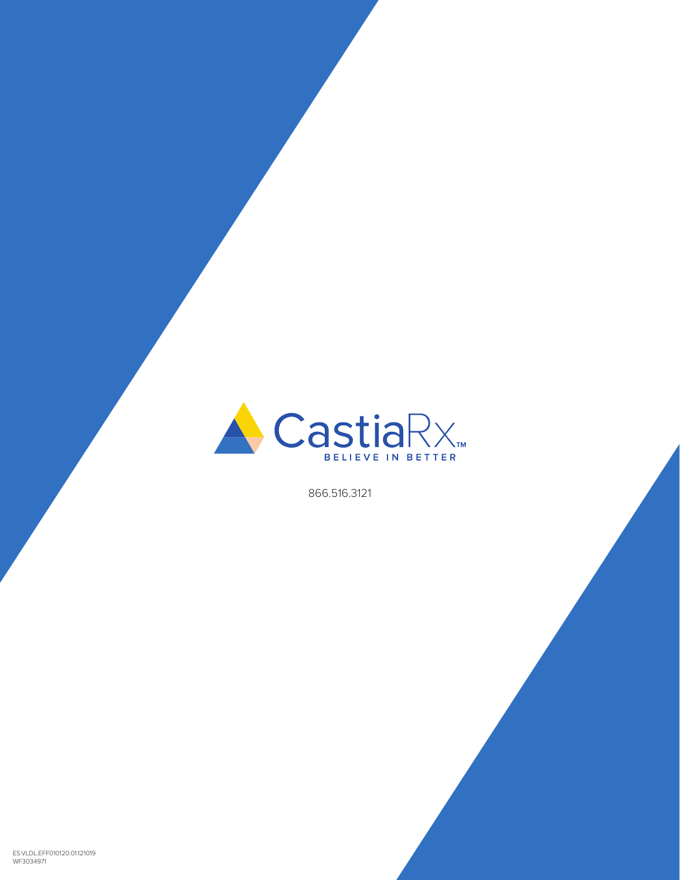CastiaRx™

BELIEVE IN BETTER

866.516.3121

ES.VLDL.EFF010120.01.121019
WF3034971